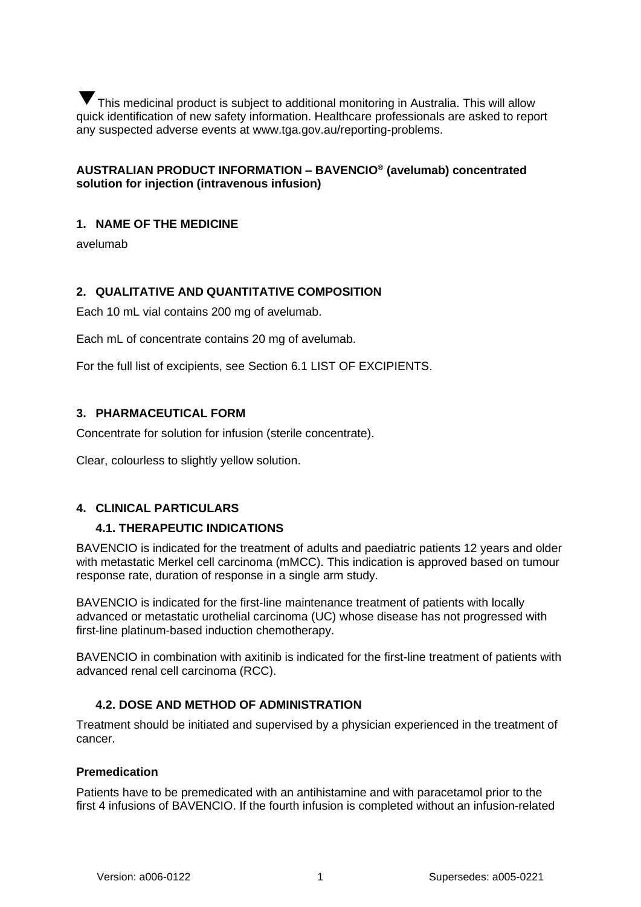▼ This medicinal product is subject to additional monitoring in Australia. This will allow quick identification of new safety information. Healthcare professionals are asked to report any suspected adverse events at www.tga.gov.au/reporting-problems.

**AUSTRALIAN PRODUCT INFORMATION – BAVENCIO® (avelumab) concentrated solution for injection (intravenous infusion)**

## 1. NAME OF THE MEDICINE

avelumab

## 2. QUALITATIVE AND QUANTITATIVE COMPOSITION

Each 10 mL vial contains 200 mg of avelumab.

Each mL of concentrate contains 20 mg of avelumab.

For the full list of excipients, see Section 6.1 LIST OF EXCIPIENTS.

## 3. PHARMACEUTICAL FORM

Concentrate for solution for infusion (sterile concentrate).

Clear, colourless to slightly yellow solution.

## 4. CLINICAL PARTICULARS

### 4.1. THERAPEUTIC INDICATIONS

BAVENCIO is indicated for the treatment of adults and paediatric patients 12 years and older with metastatic Merkel cell carcinoma (mMCC). This indication is approved based on tumour response rate, duration of response in a single arm study.

BAVENCIO is indicated for the first-line maintenance treatment of patients with locally advanced or metastatic urothelial carcinoma (UC) whose disease has not progressed with first-line platinum-based induction chemotherapy.

BAVENCIO in combination with axitinib is indicated for the first-line treatment of patients with advanced renal cell carcinoma (RCC).

### 4.2. DOSE AND METHOD OF ADMINISTRATION

Treatment should be initiated and supervised by a physician experienced in the treatment of cancer.

**Premedication**

Patients have to be premedicated with an antihistamine and with paracetamol prior to the first 4 infusions of BAVENCIO. If the fourth infusion is completed without an infusion-related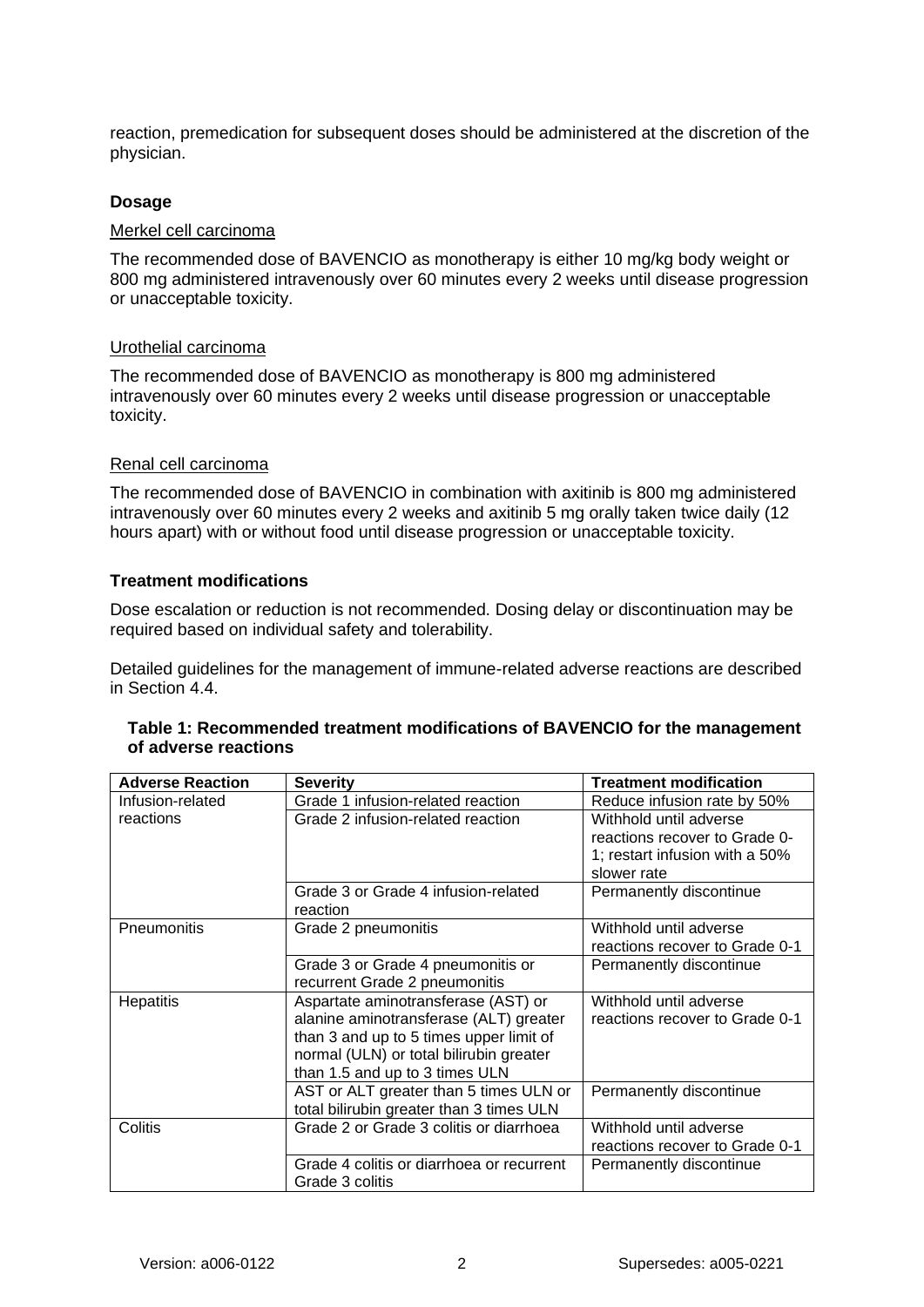reaction, premedication for subsequent doses should be administered at the discretion of the physician.

### Dosage

Merkel cell carcinoma

The recommended dose of BAVENCIO as monotherapy is either 10 mg/kg body weight or 800 mg administered intravenously over 60 minutes every 2 weeks until disease progression or unacceptable toxicity.

Urothelial carcinoma

The recommended dose of BAVENCIO as monotherapy is 800 mg administered intravenously over 60 minutes every 2 weeks until disease progression or unacceptable toxicity.

Renal cell carcinoma

The recommended dose of BAVENCIO in combination with axitinib is 800 mg administered intravenously over 60 minutes every 2 weeks and axitinib 5 mg orally taken twice daily (12 hours apart) with or without food until disease progression or unacceptable toxicity.

### Treatment modifications

Dose escalation or reduction is not recommended. Dosing delay or discontinuation may be required based on individual safety and tolerability.

Detailed guidelines for the management of immune-related adverse reactions are described in Section 4.4.

**Table 1: Recommended treatment modifications of BAVENCIO for the management of adverse reactions**

| Adverse Reaction | Severity | Treatment modification |
|---|---|---|
| Infusion-related reactions | Grade 1 infusion-related reaction | Reduce infusion rate by 50% |
| | Grade 2 infusion-related reaction | Withhold until adverse reactions recover to Grade 0-1; restart infusion with a 50% slower rate |
| | Grade 3 or Grade 4 infusion-related reaction | Permanently discontinue |
| Pneumonitis | Grade 2 pneumonitis | Withhold until adverse reactions recover to Grade 0-1 |
| | Grade 3 or Grade 4 pneumonitis or recurrent Grade 2 pneumonitis | Permanently discontinue |
| Hepatitis | Aspartate aminotransferase (AST) or alanine aminotransferase (ALT) greater than 3 and up to 5 times upper limit of normal (ULN) or total bilirubin greater than 1.5 and up to 3 times ULN | Withhold until adverse reactions recover to Grade 0-1 |
| | AST or ALT greater than 5 times ULN or total bilirubin greater than 3 times ULN | Permanently discontinue |
| Colitis | Grade 2 or Grade 3 colitis or diarrhoea | Withhold until adverse reactions recover to Grade 0-1 |
| | Grade 4 colitis or diarrhoea or recurrent Grade 3 colitis | Permanently discontinue |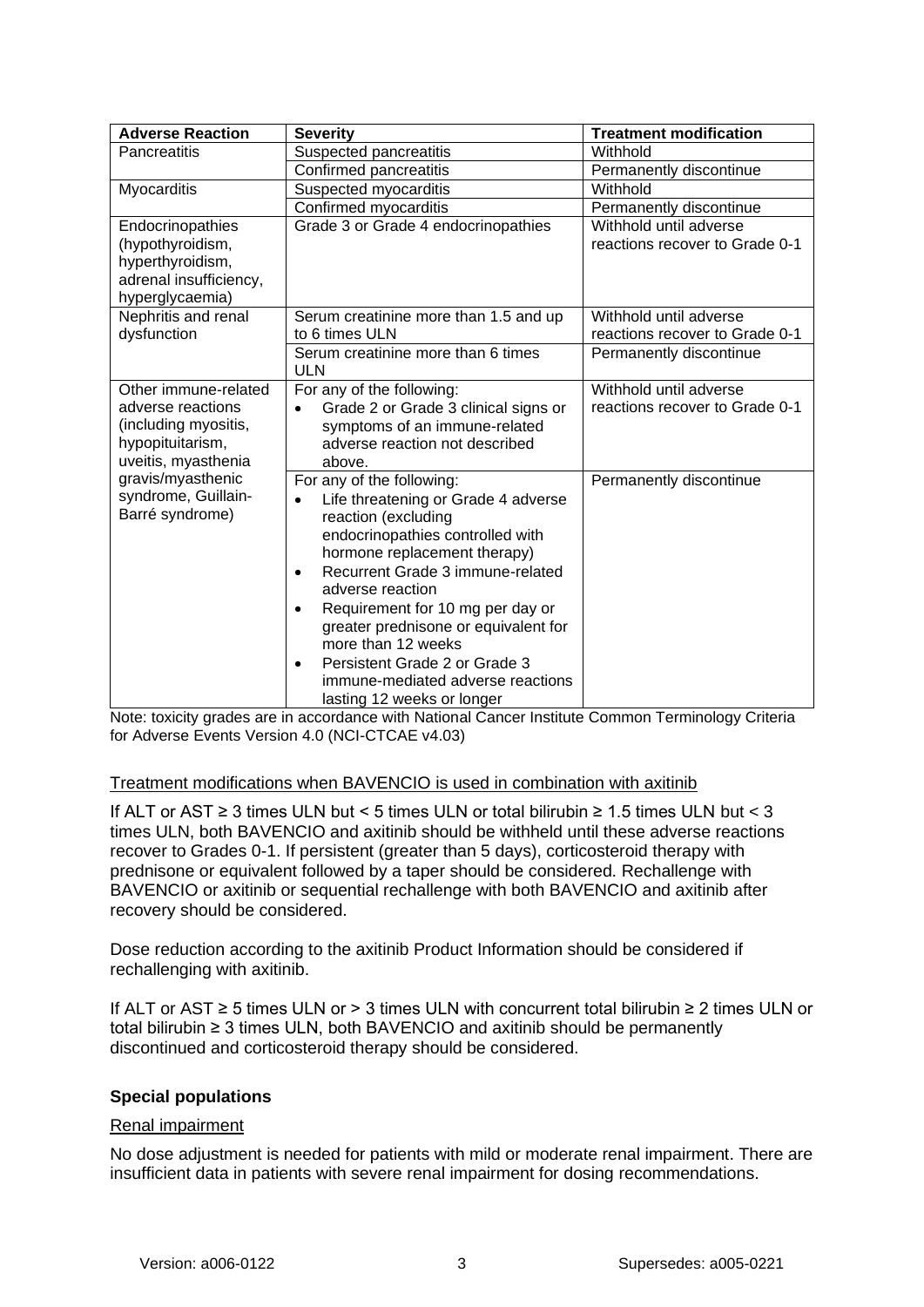| Adverse Reaction | Severity | Treatment modification |
|---|---|---|
| Pancreatitis | Suspected pancreatitis | Withhold |
| | Confirmed pancreatitis | Permanently discontinue |
| Myocarditis | Suspected myocarditis | Withhold |
| | Confirmed myocarditis | Permanently discontinue |
| Endocrinopathies (hypothyroidism, hyperthyroidism, adrenal insufficiency, hyperglycaemia) | Grade 3 or Grade 4 endocrinopathies | Withhold until adverse reactions recover to Grade 0-1 |
| Nephritis and renal dysfunction | Serum creatinine more than 1.5 and up to 6 times ULN | Withhold until adverse reactions recover to Grade 0-1 |
| | Serum creatinine more than 6 times ULN | Permanently discontinue |
| Other immune-related adverse reactions (including myositis, hypopituitarism, uveitis, myasthenia gravis/myasthenic syndrome, Guillain-Barré syndrome) | For any of the following:<br>• Grade 2 or Grade 3 clinical signs or symptoms of an immune-related adverse reaction not described above. | Withhold until adverse reactions recover to Grade 0-1 |
| | For any of the following:<br>• Life threatening or Grade 4 adverse reaction (excluding endocrinopathies controlled with hormone replacement therapy)<br>• Recurrent Grade 3 immune-related adverse reaction<br>• Requirement for 10 mg per day or greater prednisone or equivalent for more than 12 weeks<br>• Persistent Grade 2 or Grade 3 immune-mediated adverse reactions lasting 12 weeks or longer | Permanently discontinue |

Note: toxicity grades are in accordance with National Cancer Institute Common Terminology Criteria for Adverse Events Version 4.0 (NCI-CTCAE v4.03)

Treatment modifications when BAVENCIO is used in combination with axitinib

If ALT or AST ≥ 3 times ULN but < 5 times ULN or total bilirubin ≥ 1.5 times ULN but < 3 times ULN, both BAVENCIO and axitinib should be withheld until these adverse reactions recover to Grades 0-1. If persistent (greater than 5 days), corticosteroid therapy with prednisone or equivalent followed by a taper should be considered. Rechallenge with BAVENCIO or axitinib or sequential rechallenge with both BAVENCIO and axitinib after recovery should be considered.

Dose reduction according to the axitinib Product Information should be considered if rechallenging with axitinib.

If ALT or AST ≥ 5 times ULN or > 3 times ULN with concurrent total bilirubin ≥ 2 times ULN or total bilirubin ≥ 3 times ULN, both BAVENCIO and axitinib should be permanently discontinued and corticosteroid therapy should be considered.

### Special populations

Renal impairment

No dose adjustment is needed for patients with mild or moderate renal impairment. There are insufficient data in patients with severe renal impairment for dosing recommendations.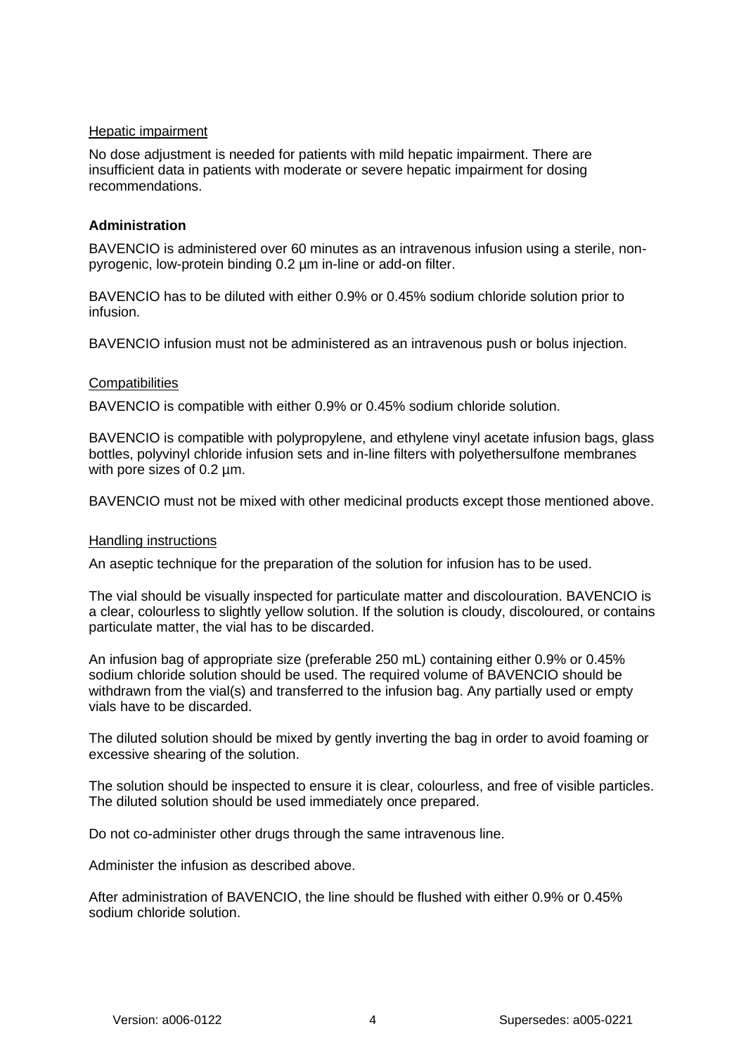Hepatic impairment

No dose adjustment is needed for patients with mild hepatic impairment. There are insufficient data in patients with moderate or severe hepatic impairment for dosing recommendations.

**Administration**

BAVENCIO is administered over 60 minutes as an intravenous infusion using a sterile, non-pyrogenic, low-protein binding 0.2 µm in-line or add-on filter.

BAVENCIO has to be diluted with either 0.9% or 0.45% sodium chloride solution prior to infusion.

BAVENCIO infusion must not be administered as an intravenous push or bolus injection.

Compatibilities

BAVENCIO is compatible with either 0.9% or 0.45% sodium chloride solution.

BAVENCIO is compatible with polypropylene, and ethylene vinyl acetate infusion bags, glass bottles, polyvinyl chloride infusion sets and in-line filters with polyethersulfone membranes with pore sizes of 0.2 µm.

BAVENCIO must not be mixed with other medicinal products except those mentioned above.

Handling instructions

An aseptic technique for the preparation of the solution for infusion has to be used.

The vial should be visually inspected for particulate matter and discolouration. BAVENCIO is a clear, colourless to slightly yellow solution. If the solution is cloudy, discoloured, or contains particulate matter, the vial has to be discarded.

An infusion bag of appropriate size (preferable 250 mL) containing either 0.9% or 0.45% sodium chloride solution should be used. The required volume of BAVENCIO should be withdrawn from the vial(s) and transferred to the infusion bag. Any partially used or empty vials have to be discarded.

The diluted solution should be mixed by gently inverting the bag in order to avoid foaming or excessive shearing of the solution.

The solution should be inspected to ensure it is clear, colourless, and free of visible particles. The diluted solution should be used immediately once prepared.

Do not co-administer other drugs through the same intravenous line.

Administer the infusion as described above.

After administration of BAVENCIO, the line should be flushed with either 0.9% or 0.45% sodium chloride solution.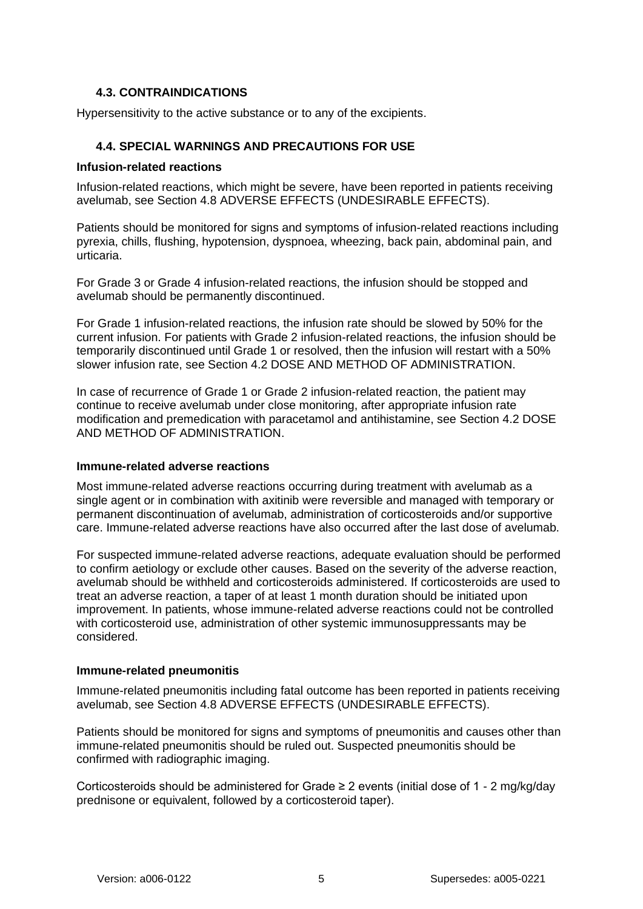### 4.3. CONTRAINDICATIONS

Hypersensitivity to the active substance or to any of the excipients.

### 4.4. SPECIAL WARNINGS AND PRECAUTIONS FOR USE

**Infusion-related reactions**

Infusion-related reactions, which might be severe, have been reported in patients receiving avelumab, see Section 4.8 ADVERSE EFFECTS (UNDESIRABLE EFFECTS).

Patients should be monitored for signs and symptoms of infusion-related reactions including pyrexia, chills, flushing, hypotension, dyspnoea, wheezing, back pain, abdominal pain, and urticaria.

For Grade 3 or Grade 4 infusion-related reactions, the infusion should be stopped and avelumab should be permanently discontinued.

For Grade 1 infusion-related reactions, the infusion rate should be slowed by 50% for the current infusion. For patients with Grade 2 infusion-related reactions, the infusion should be temporarily discontinued until Grade 1 or resolved, then the infusion will restart with a 50% slower infusion rate, see Section 4.2 DOSE AND METHOD OF ADMINISTRATION.

In case of recurrence of Grade 1 or Grade 2 infusion-related reaction, the patient may continue to receive avelumab under close monitoring, after appropriate infusion rate modification and premedication with paracetamol and antihistamine, see Section 4.2 DOSE AND METHOD OF ADMINISTRATION.

**Immune-related adverse reactions**

Most immune-related adverse reactions occurring during treatment with avelumab as a single agent or in combination with axitinib were reversible and managed with temporary or permanent discontinuation of avelumab, administration of corticosteroids and/or supportive care. Immune-related adverse reactions have also occurred after the last dose of avelumab.

For suspected immune-related adverse reactions, adequate evaluation should be performed to confirm aetiology or exclude other causes. Based on the severity of the adverse reaction, avelumab should be withheld and corticosteroids administered. If corticosteroids are used to treat an adverse reaction, a taper of at least 1 month duration should be initiated upon improvement. In patients, whose immune-related adverse reactions could not be controlled with corticosteroid use, administration of other systemic immunosuppressants may be considered.

**Immune-related pneumonitis**

Immune-related pneumonitis including fatal outcome has been reported in patients receiving avelumab, see Section 4.8 ADVERSE EFFECTS (UNDESIRABLE EFFECTS).

Patients should be monitored for signs and symptoms of pneumonitis and causes other than immune-related pneumonitis should be ruled out. Suspected pneumonitis should be confirmed with radiographic imaging.

Corticosteroids should be administered for Grade ≥ 2 events (initial dose of 1 - 2 mg/kg/day prednisone or equivalent, followed by a corticosteroid taper).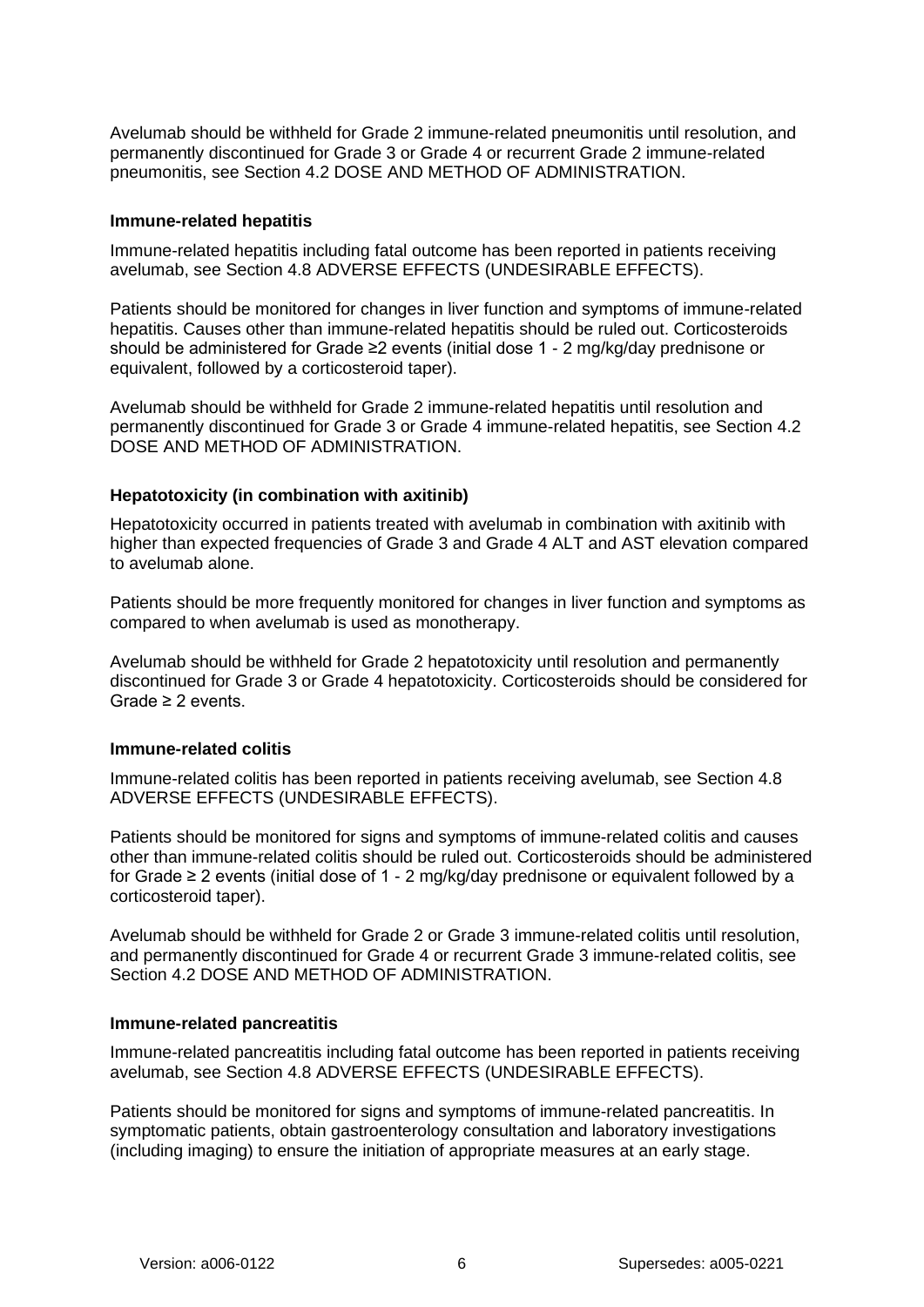Avelumab should be withheld for Grade 2 immune-related pneumonitis until resolution, and permanently discontinued for Grade 3 or Grade 4 or recurrent Grade 2 immune-related pneumonitis, see Section 4.2 DOSE AND METHOD OF ADMINISTRATION.

**Immune-related hepatitis**

Immune-related hepatitis including fatal outcome has been reported in patients receiving avelumab, see Section 4.8 ADVERSE EFFECTS (UNDESIRABLE EFFECTS).

Patients should be monitored for changes in liver function and symptoms of immune-related hepatitis. Causes other than immune-related hepatitis should be ruled out. Corticosteroids should be administered for Grade ≥2 events (initial dose 1 - 2 mg/kg/day prednisone or equivalent, followed by a corticosteroid taper).

Avelumab should be withheld for Grade 2 immune-related hepatitis until resolution and permanently discontinued for Grade 3 or Grade 4 immune-related hepatitis, see Section 4.2 DOSE AND METHOD OF ADMINISTRATION.

**Hepatotoxicity (in combination with axitinib)**

Hepatotoxicity occurred in patients treated with avelumab in combination with axitinib with higher than expected frequencies of Grade 3 and Grade 4 ALT and AST elevation compared to avelumab alone.

Patients should be more frequently monitored for changes in liver function and symptoms as compared to when avelumab is used as monotherapy.

Avelumab should be withheld for Grade 2 hepatotoxicity until resolution and permanently discontinued for Grade 3 or Grade 4 hepatotoxicity. Corticosteroids should be considered for Grade ≥ 2 events.

**Immune-related colitis**

Immune-related colitis has been reported in patients receiving avelumab, see Section 4.8 ADVERSE EFFECTS (UNDESIRABLE EFFECTS).

Patients should be monitored for signs and symptoms of immune-related colitis and causes other than immune-related colitis should be ruled out. Corticosteroids should be administered for Grade ≥ 2 events (initial dose of 1 - 2 mg/kg/day prednisone or equivalent followed by a corticosteroid taper).

Avelumab should be withheld for Grade 2 or Grade 3 immune-related colitis until resolution, and permanently discontinued for Grade 4 or recurrent Grade 3 immune-related colitis, see Section 4.2 DOSE AND METHOD OF ADMINISTRATION.

**Immune-related pancreatitis**

Immune-related pancreatitis including fatal outcome has been reported in patients receiving avelumab, see Section 4.8 ADVERSE EFFECTS (UNDESIRABLE EFFECTS).

Patients should be monitored for signs and symptoms of immune-related pancreatitis. In symptomatic patients, obtain gastroenterology consultation and laboratory investigations (including imaging) to ensure the initiation of appropriate measures at an early stage.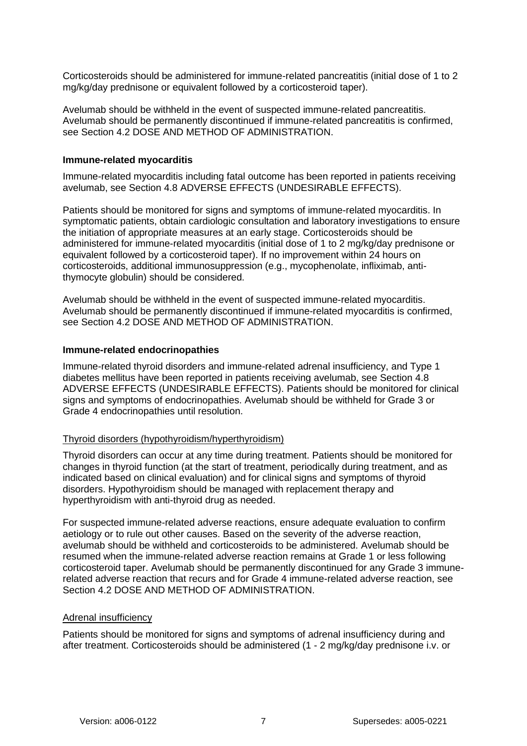Corticosteroids should be administered for immune-related pancreatitis (initial dose of 1 to 2 mg/kg/day prednisone or equivalent followed by a corticosteroid taper).

Avelumab should be withheld in the event of suspected immune-related pancreatitis. Avelumab should be permanently discontinued if immune-related pancreatitis is confirmed, see Section 4.2 DOSE AND METHOD OF ADMINISTRATION.

**Immune-related myocarditis**

Immune-related myocarditis including fatal outcome has been reported in patients receiving avelumab, see Section 4.8 ADVERSE EFFECTS (UNDESIRABLE EFFECTS).

Patients should be monitored for signs and symptoms of immune-related myocarditis. In symptomatic patients, obtain cardiologic consultation and laboratory investigations to ensure the initiation of appropriate measures at an early stage. Corticosteroids should be administered for immune-related myocarditis (initial dose of 1 to 2 mg/kg/day prednisone or equivalent followed by a corticosteroid taper). If no improvement within 24 hours on corticosteroids, additional immunosuppression (e.g., mycophenolate, infliximab, anti-thymocyte globulin) should be considered.

Avelumab should be withheld in the event of suspected immune-related myocarditis. Avelumab should be permanently discontinued if immune-related myocarditis is confirmed, see Section 4.2 DOSE AND METHOD OF ADMINISTRATION.

**Immune-related endocrinopathies**

Immune-related thyroid disorders and immune-related adrenal insufficiency, and Type 1 diabetes mellitus have been reported in patients receiving avelumab, see Section 4.8 ADVERSE EFFECTS (UNDESIRABLE EFFECTS). Patients should be monitored for clinical signs and symptoms of endocrinopathies. Avelumab should be withheld for Grade 3 or Grade 4 endocrinopathies until resolution.

Thyroid disorders (hypothyroidism/hyperthyroidism)

Thyroid disorders can occur at any time during treatment. Patients should be monitored for changes in thyroid function (at the start of treatment, periodically during treatment, and as indicated based on clinical evaluation) and for clinical signs and symptoms of thyroid disorders. Hypothyroidism should be managed with replacement therapy and hyperthyroidism with anti-thyroid drug as needed.

For suspected immune-related adverse reactions, ensure adequate evaluation to confirm aetiology or to rule out other causes. Based on the severity of the adverse reaction, avelumab should be withheld and corticosteroids to be administered. Avelumab should be resumed when the immune-related adverse reaction remains at Grade 1 or less following corticosteroid taper. Avelumab should be permanently discontinued for any Grade 3 immune-related adverse reaction that recurs and for Grade 4 immune-related adverse reaction, see Section 4.2 DOSE AND METHOD OF ADMINISTRATION.

Adrenal insufficiency

Patients should be monitored for signs and symptoms of adrenal insufficiency during and after treatment. Corticosteroids should be administered (1 - 2 mg/kg/day prednisone i.v. or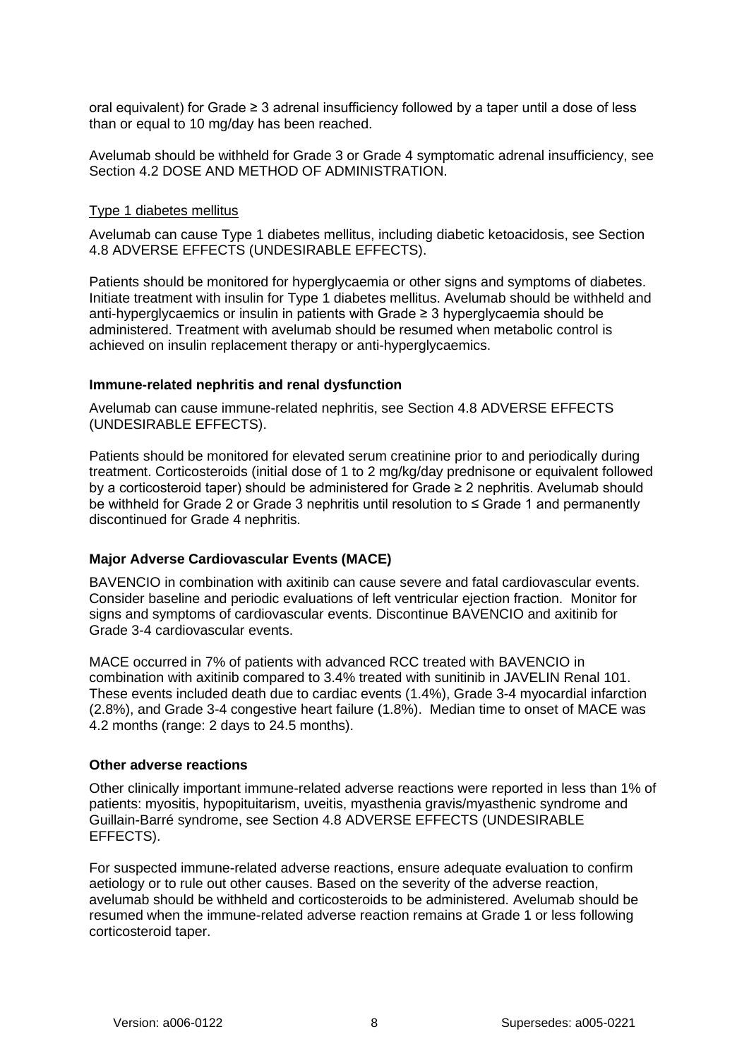oral equivalent) for Grade ≥ 3 adrenal insufficiency followed by a taper until a dose of less than or equal to 10 mg/day has been reached.

Avelumab should be withheld for Grade 3 or Grade 4 symptomatic adrenal insufficiency, see Section 4.2 DOSE AND METHOD OF ADMINISTRATION.

Type 1 diabetes mellitus

Avelumab can cause Type 1 diabetes mellitus, including diabetic ketoacidosis, see Section 4.8 ADVERSE EFFECTS (UNDESIRABLE EFFECTS).

Patients should be monitored for hyperglycaemia or other signs and symptoms of diabetes. Initiate treatment with insulin for Type 1 diabetes mellitus. Avelumab should be withheld and anti-hyperglycaemics or insulin in patients with Grade ≥ 3 hyperglycaemia should be administered. Treatment with avelumab should be resumed when metabolic control is achieved on insulin replacement therapy or anti-hyperglycaemics.

**Immune-related nephritis and renal dysfunction**

Avelumab can cause immune-related nephritis, see Section 4.8 ADVERSE EFFECTS (UNDESIRABLE EFFECTS).

Patients should be monitored for elevated serum creatinine prior to and periodically during treatment. Corticosteroids (initial dose of 1 to 2 mg/kg/day prednisone or equivalent followed by a corticosteroid taper) should be administered for Grade ≥ 2 nephritis. Avelumab should be withheld for Grade 2 or Grade 3 nephritis until resolution to ≤ Grade 1 and permanently discontinued for Grade 4 nephritis.

**Major Adverse Cardiovascular Events (MACE)**

BAVENCIO in combination with axitinib can cause severe and fatal cardiovascular events. Consider baseline and periodic evaluations of left ventricular ejection fraction. Monitor for signs and symptoms of cardiovascular events. Discontinue BAVENCIO and axitinib for Grade 3-4 cardiovascular events.

MACE occurred in 7% of patients with advanced RCC treated with BAVENCIO in combination with axitinib compared to 3.4% treated with sunitinib in JAVELIN Renal 101. These events included death due to cardiac events (1.4%), Grade 3-4 myocardial infarction (2.8%), and Grade 3-4 congestive heart failure (1.8%). Median time to onset of MACE was 4.2 months (range: 2 days to 24.5 months).

**Other adverse reactions**

Other clinically important immune-related adverse reactions were reported in less than 1% of patients: myositis, hypopituitarism, uveitis, myasthenia gravis/myasthenic syndrome and Guillain-Barré syndrome, see Section 4.8 ADVERSE EFFECTS (UNDESIRABLE EFFECTS).

For suspected immune-related adverse reactions, ensure adequate evaluation to confirm aetiology or to rule out other causes. Based on the severity of the adverse reaction, avelumab should be withheld and corticosteroids to be administered. Avelumab should be resumed when the immune-related adverse reaction remains at Grade 1 or less following corticosteroid taper.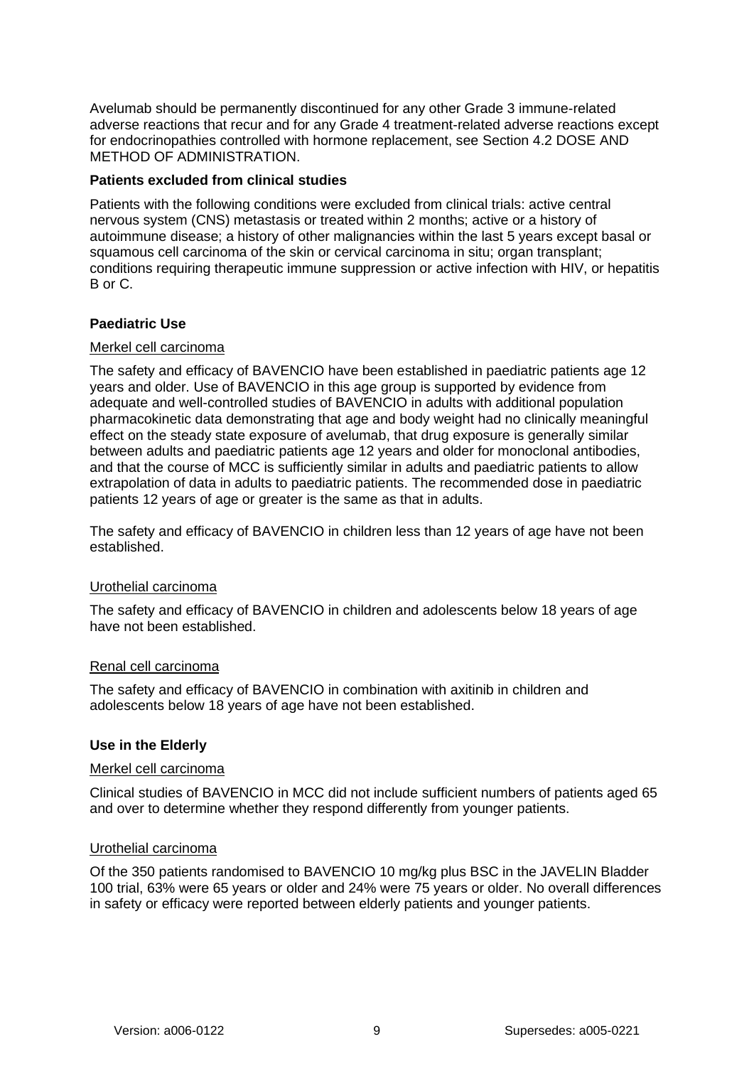Avelumab should be permanently discontinued for any other Grade 3 immune-related adverse reactions that recur and for any Grade 4 treatment-related adverse reactions except for endocrinopathies controlled with hormone replacement, see Section 4.2 DOSE AND METHOD OF ADMINISTRATION.

**Patients excluded from clinical studies**

Patients with the following conditions were excluded from clinical trials: active central nervous system (CNS) metastasis or treated within 2 months; active or a history of autoimmune disease; a history of other malignancies within the last 5 years except basal or squamous cell carcinoma of the skin or cervical carcinoma in situ; organ transplant; conditions requiring therapeutic immune suppression or active infection with HIV, or hepatitis B or C.

**Paediatric Use**

Merkel cell carcinoma

The safety and efficacy of BAVENCIO have been established in paediatric patients age 12 years and older. Use of BAVENCIO in this age group is supported by evidence from adequate and well-controlled studies of BAVENCIO in adults with additional population pharmacokinetic data demonstrating that age and body weight had no clinically meaningful effect on the steady state exposure of avelumab, that drug exposure is generally similar between adults and paediatric patients age 12 years and older for monoclonal antibodies, and that the course of MCC is sufficiently similar in adults and paediatric patients to allow extrapolation of data in adults to paediatric patients. The recommended dose in paediatric patients 12 years of age or greater is the same as that in adults.

The safety and efficacy of BAVENCIO in children less than 12 years of age have not been established.

Urothelial carcinoma

The safety and efficacy of BAVENCIO in children and adolescents below 18 years of age have not been established.

Renal cell carcinoma

The safety and efficacy of BAVENCIO in combination with axitinib in children and adolescents below 18 years of age have not been established.

**Use in the Elderly**

Merkel cell carcinoma

Clinical studies of BAVENCIO in MCC did not include sufficient numbers of patients aged 65 and over to determine whether they respond differently from younger patients.

Urothelial carcinoma

Of the 350 patients randomised to BAVENCIO 10 mg/kg plus BSC in the JAVELIN Bladder 100 trial, 63% were 65 years or older and 24% were 75 years or older. No overall differences in safety or efficacy were reported between elderly patients and younger patients.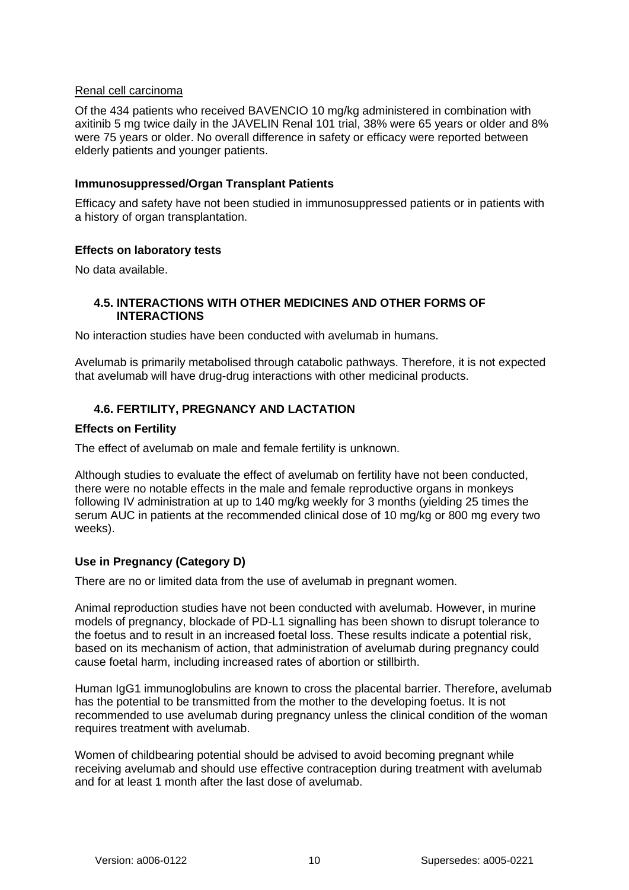Renal cell carcinoma

Of the 434 patients who received BAVENCIO 10 mg/kg administered in combination with axitinib 5 mg twice daily in the JAVELIN Renal 101 trial, 38% were 65 years or older and 8% were 75 years or older. No overall difference in safety or efficacy were reported between elderly patients and younger patients.

**Immunosuppressed/Organ Transplant Patients**

Efficacy and safety have not been studied in immunosuppressed patients or in patients with a history of organ transplantation.

**Effects on laboratory tests**

No data available.

### 4.5. INTERACTIONS WITH OTHER MEDICINES AND OTHER FORMS OF INTERACTIONS

No interaction studies have been conducted with avelumab in humans.

Avelumab is primarily metabolised through catabolic pathways. Therefore, it is not expected that avelumab will have drug-drug interactions with other medicinal products.

### 4.6. FERTILITY, PREGNANCY AND LACTATION

**Effects on Fertility**

The effect of avelumab on male and female fertility is unknown.

Although studies to evaluate the effect of avelumab on fertility have not been conducted, there were no notable effects in the male and female reproductive organs in monkeys following IV administration at up to 140 mg/kg weekly for 3 months (yielding 25 times the serum AUC in patients at the recommended clinical dose of 10 mg/kg or 800 mg every two weeks).

**Use in Pregnancy (Category D)**

There are no or limited data from the use of avelumab in pregnant women.

Animal reproduction studies have not been conducted with avelumab. However, in murine models of pregnancy, blockade of PD-L1 signalling has been shown to disrupt tolerance to the foetus and to result in an increased foetal loss. These results indicate a potential risk, based on its mechanism of action, that administration of avelumab during pregnancy could cause foetal harm, including increased rates of abortion or stillbirth.

Human IgG1 immunoglobulins are known to cross the placental barrier. Therefore, avelumab has the potential to be transmitted from the mother to the developing foetus. It is not recommended to use avelumab during pregnancy unless the clinical condition of the woman requires treatment with avelumab.

Women of childbearing potential should be advised to avoid becoming pregnant while receiving avelumab and should use effective contraception during treatment with avelumab and for at least 1 month after the last dose of avelumab.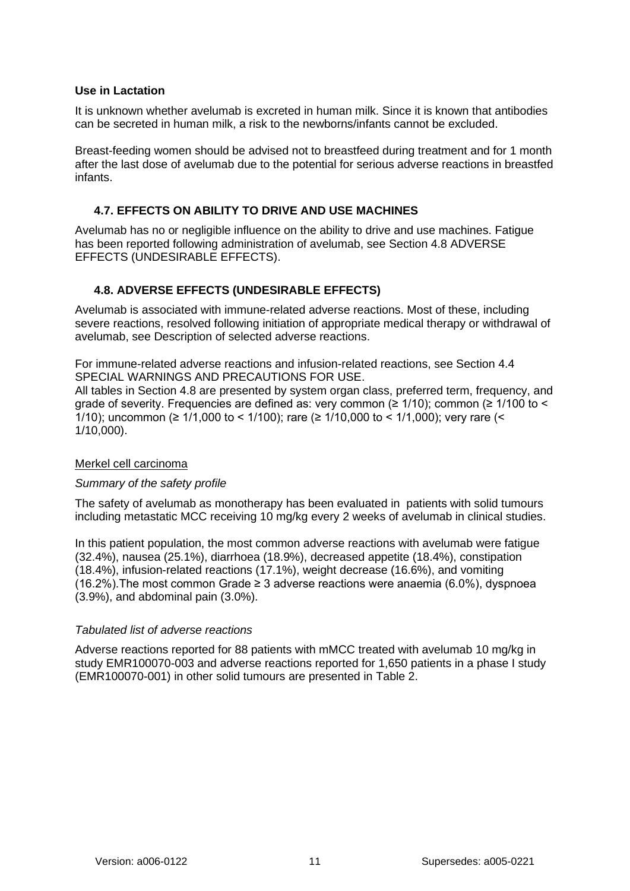**Use in Lactation**

It is unknown whether avelumab is excreted in human milk. Since it is known that antibodies can be secreted in human milk, a risk to the newborns/infants cannot be excluded.

Breast-feeding women should be advised not to breastfeed during treatment and for 1 month after the last dose of avelumab due to the potential for serious adverse reactions in breastfed infants.

## 4.7. EFFECTS ON ABILITY TO DRIVE AND USE MACHINES

Avelumab has no or negligible influence on the ability to drive and use machines. Fatigue has been reported following administration of avelumab, see Section 4.8 ADVERSE EFFECTS (UNDESIRABLE EFFECTS).

## 4.8. ADVERSE EFFECTS (UNDESIRABLE EFFECTS)

Avelumab is associated with immune-related adverse reactions. Most of these, including severe reactions, resolved following initiation of appropriate medical therapy or withdrawal of avelumab, see Description of selected adverse reactions.

For immune-related adverse reactions and infusion-related reactions, see Section 4.4 SPECIAL WARNINGS AND PRECAUTIONS FOR USE.
All tables in Section 4.8 are presented by system organ class, preferred term, frequency, and grade of severity. Frequencies are defined as: very common (≥ 1/10); common (≥ 1/100 to < 1/10); uncommon (≥ 1/1,000 to < 1/100); rare (≥ 1/10,000 to < 1/1,000); very rare (< 1/10,000).

Merkel cell carcinoma

*Summary of the safety profile*

The safety of avelumab as monotherapy has been evaluated in patients with solid tumours including metastatic MCC receiving 10 mg/kg every 2 weeks of avelumab in clinical studies.

In this patient population, the most common adverse reactions with avelumab were fatigue (32.4%), nausea (25.1%), diarrhoea (18.9%), decreased appetite (18.4%), constipation (18.4%), infusion-related reactions (17.1%), weight decrease (16.6%), and vomiting (16.2%).The most common Grade ≥ 3 adverse reactions were anaemia (6.0%), dyspnoea (3.9%), and abdominal pain (3.0%).

*Tabulated list of adverse reactions*

Adverse reactions reported for 88 patients with mMCC treated with avelumab 10 mg/kg in study EMR100070-003 and adverse reactions reported for 1,650 patients in a phase I study (EMR100070-001) in other solid tumours are presented in Table 2.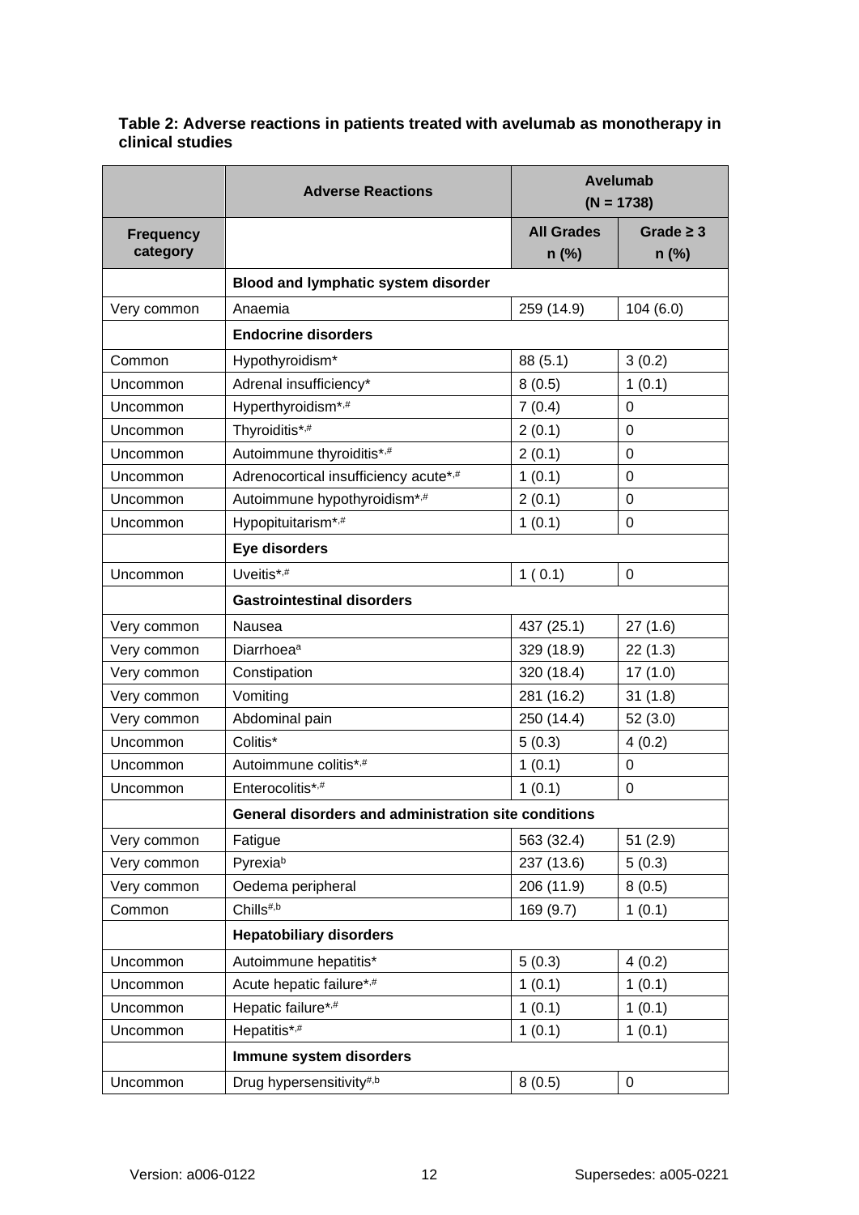**Table 2: Adverse reactions in patients treated with avelumab as monotherapy in clinical studies**

| | Adverse Reactions | Avelumab (N = 1738) | |
|---|---|---|---|
| **Frequency category** | | **All Grades n (%)** | **Grade ≥ 3 n (%)** |
| | **Blood and lymphatic system disorder** | | |
| Very common | Anaemia | 259 (14.9) | 104 (6.0) |
| | **Endocrine disorders** | | |
| Common | Hypothyroidism* | 88 (5.1) | 3 (0.2) |
| Uncommon | Adrenal insufficiency* | 8 (0.5) | 1 (0.1) |
| Uncommon | Hyperthyroidism*,# | 7 (0.4) | 0 |
| Uncommon | Thyroiditis*,# | 2 (0.1) | 0 |
| Uncommon | Autoimmune thyroiditis*,# | 2 (0.1) | 0 |
| Uncommon | Adrenocortical insufficiency acute*,# | 1 (0.1) | 0 |
| Uncommon | Autoimmune hypothyroidism*,# | 2 (0.1) | 0 |
| Uncommon | Hypopituitarism*,# | 1 (0.1) | 0 |
| | **Eye disorders** | | |
| Uncommon | Uveitis*,# | 1 ( 0.1) | 0 |
| | **Gastrointestinal disorders** | | |
| Very common | Nausea | 437 (25.1) | 27 (1.6) |
| Very common | Diarrhoea[a] | 329 (18.9) | 22 (1.3) |
| Very common | Constipation | 320 (18.4) | 17 (1.0) |
| Very common | Vomiting | 281 (16.2) | 31 (1.8) |
| Very common | Abdominal pain | 250 (14.4) | 52 (3.0) |
| Uncommon | Colitis* | 5 (0.3) | 4 (0.2) |
| Uncommon | Autoimmune colitis*,# | 1 (0.1) | 0 |
| Uncommon | Enterocolitis*,# | 1 (0.1) | 0 |
| | **General disorders and administration site conditions** | | |
| Very common | Fatigue | 563 (32.4) | 51 (2.9) |
| Very common | Pyrexia[b] | 237 (13.6) | 5 (0.3) |
| Very common | Oedema peripheral | 206 (11.9) | 8 (0.5) |
| Common | Chills#,b | 169 (9.7) | 1 (0.1) |
| | **Hepatobiliary disorders** | | |
| Uncommon | Autoimmune hepatitis* | 5 (0.3) | 4 (0.2) |
| Uncommon | Acute hepatic failure*,# | 1 (0.1) | 1 (0.1) |
| Uncommon | Hepatic failure*,# | 1 (0.1) | 1 (0.1) |
| Uncommon | Hepatitis*,# | 1 (0.1) | 1 (0.1) |
| | **Immune system disorders** | | |
| Uncommon | Drug hypersensitivity#,b | 8 (0.5) | 0 |

Version: a006-0122 Supersedes: a005-0221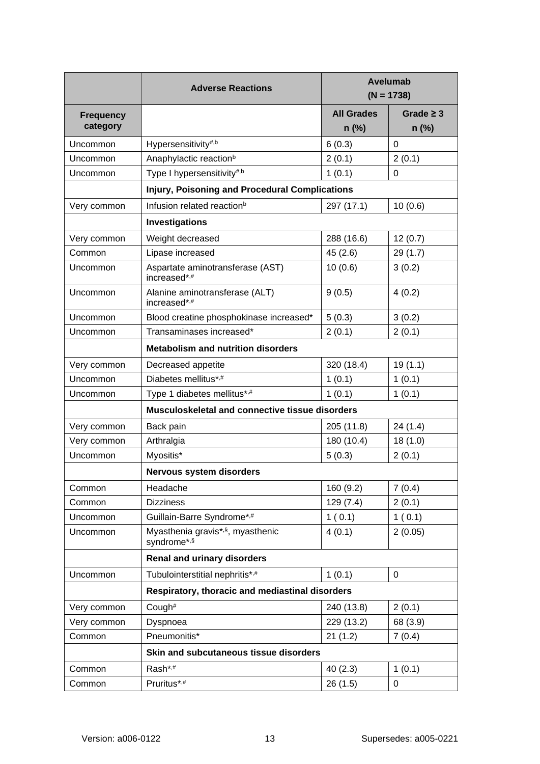| | Adverse Reactions | Avelumab (N = 1738) | |
|---|---|---|---|
| **Frequency category** | | **All Grades n (%)** | **Grade ≥ 3 n (%)** |
| Uncommon | Hypersensitivity[#,b] | 6 (0.3) | 0 |
| Uncommon | Anaphylactic reaction[b] | 2 (0.1) | 2 (0.1) |
| Uncommon | Type I hypersensitivity[#,b] | 1 (0.1) | 0 |
| | **Injury, Poisoning and Procedural Complications** | | |
| Very common | Infusion related reaction[b] | 297 (17.1) | 10 (0.6) |
| | **Investigations** | | |
| Very common | Weight decreased | 288 (16.6) | 12 (0.7) |
| Common | Lipase increased | 45 (2.6) | 29 (1.7) |
| Uncommon | Aspartate aminotransferase (AST) increased[*,#] | 10 (0.6) | 3 (0.2) |
| Uncommon | Alanine aminotransferase (ALT) increased[*,#] | 9 (0.5) | 4 (0.2) |
| Uncommon | Blood creatine phosphokinase increased* | 5 (0.3) | 3 (0.2) |
| Uncommon | Transaminases increased* | 2 (0.1) | 2 (0.1) |
| | **Metabolism and nutrition disorders** | | |
| Very common | Decreased appetite | 320 (18.4) | 19 (1.1) |
| Uncommon | Diabetes mellitus[*,#] | 1 (0.1) | 1 (0.1) |
| Uncommon | Type 1 diabetes mellitus[*,#] | 1 (0.1) | 1 (0.1) |
| | **Musculoskeletal and connective tissue disorders** | | |
| Very common | Back pain | 205 (11.8) | 24 (1.4) |
| Very common | Arthralgia | 180 (10.4) | 18 (1.0) |
| Uncommon | Myositis* | 5 (0.3) | 2 (0.1) |
| | **Nervous system disorders** | | |
| Common | Headache | 160 (9.2) | 7 (0.4) |
| Common | Dizziness | 129 (7.4) | 2 (0.1) |
| Uncommon | Guillain-Barre Syndrome[*,#] | 1 ( 0.1) | 1 ( 0.1) |
| Uncommon | Myasthenia gravis[*,§], myasthenic syndrome[*,§] | 4 (0.1) | 2 (0.05) |
| | **Renal and urinary disorders** | | |
| Uncommon | Tubulointerstitial nephritis[*,#] | 1 (0.1) | 0 |
| | **Respiratory, thoracic and mediastinal disorders** | | |
| Very common | Cough[#] | 240 (13.8) | 2 (0.1) |
| Very common | Dyspnoea | 229 (13.2) | 68 (3.9) |
| Common | Pneumonitis* | 21 (1.2) | 7 (0.4) |
| | **Skin and subcutaneous tissue disorders** | | |
| Common | Rash[*,#] | 40 (2.3) | 1 (0.1) |
| Common | Pruritus[*,#] | 26 (1.5) | 0 |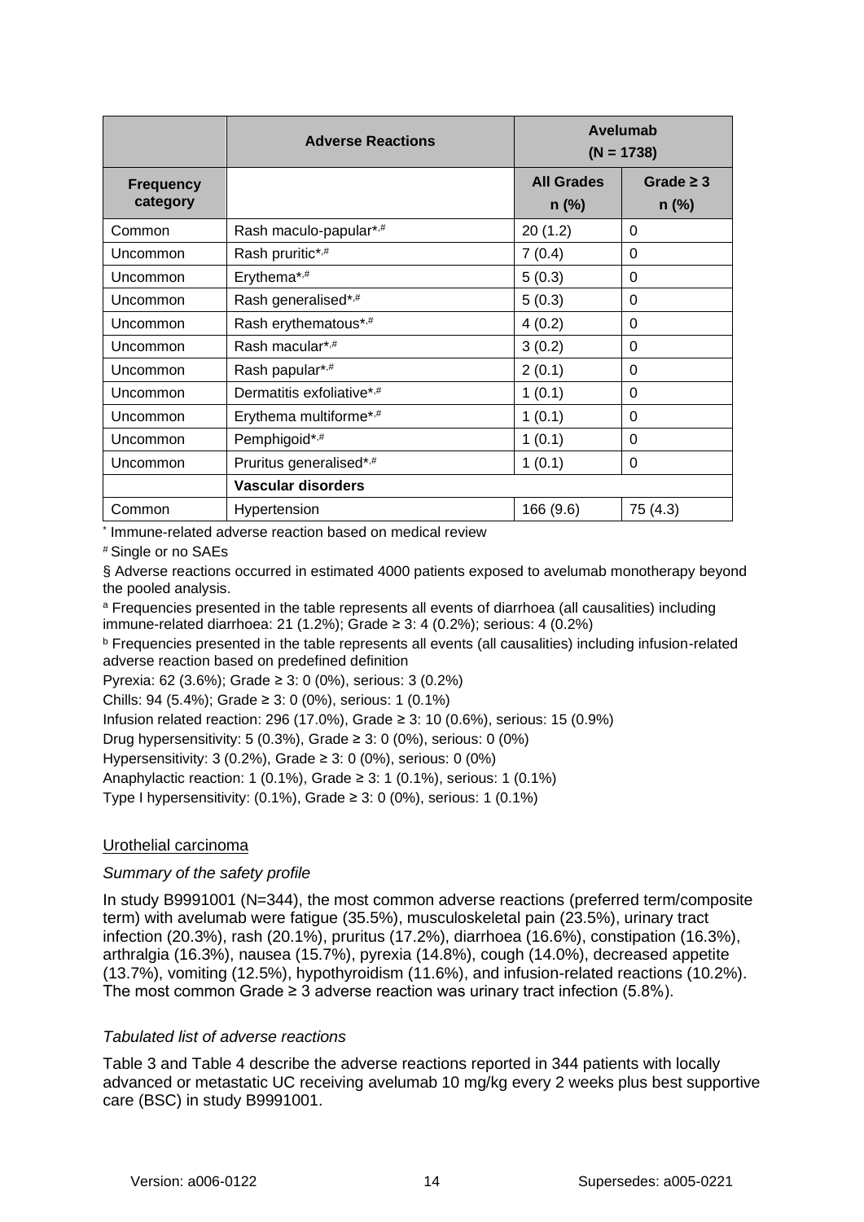| | Adverse Reactions | Avelumab (N = 1738) | |
|---|---|---|---|
| **Frequency category** | | **All Grades n (%)** | **Grade ≥ 3 n (%)** |
| Common | Rash maculo-papular*,# | 20 (1.2) | 0 |
| Uncommon | Rash pruritic*,# | 7 (0.4) | 0 |
| Uncommon | Erythema*,# | 5 (0.3) | 0 |
| Uncommon | Rash generalised*,# | 5 (0.3) | 0 |
| Uncommon | Rash erythematous*,# | 4 (0.2) | 0 |
| Uncommon | Rash macular*,# | 3 (0.2) | 0 |
| Uncommon | Rash papular*,# | 2 (0.1) | 0 |
| Uncommon | Dermatitis exfoliative*,# | 1 (0.1) | 0 |
| Uncommon | Erythema multiforme*,# | 1 (0.1) | 0 |
| Uncommon | Pemphigoid*,# | 1 (0.1) | 0 |
| Uncommon | Pruritus generalised*,# | 1 (0.1) | 0 |
| | **Vascular disorders** | | |
| Common | Hypertension | 166 (9.6) | 75 (4.3) |

* Immune-related adverse reaction based on medical review

# Single or no SAEs

§ Adverse reactions occurred in estimated 4000 patients exposed to avelumab monotherapy beyond the pooled analysis.

[a] Frequencies presented in the table represents all events of diarrhoea (all causalities) including immune-related diarrhoea: 21 (1.2%); Grade ≥ 3: 4 (0.2%); serious: 4 (0.2%)

[b] Frequencies presented in the table represents all events (all causalities) including infusion-related adverse reaction based on predefined definition

Pyrexia: 62 (3.6%); Grade ≥ 3: 0 (0%), serious: 3 (0.2%)

Chills: 94 (5.4%); Grade ≥ 3: 0 (0%), serious: 1 (0.1%)

Infusion related reaction: 296 (17.0%), Grade ≥ 3: 10 (0.6%), serious: 15 (0.9%)

Drug hypersensitivity: 5 (0.3%), Grade ≥ 3: 0 (0%), serious: 0 (0%)

Hypersensitivity: 3 (0.2%), Grade ≥ 3: 0 (0%), serious: 0 (0%)

Anaphylactic reaction: 1 (0.1%), Grade ≥ 3: 1 (0.1%), serious: 1 (0.1%)

Type I hypersensitivity: (0.1%), Grade ≥ 3: 0 (0%), serious: 1 (0.1%)

Urothelial carcinoma

*Summary of the safety profile*

In study B9991001 (N=344), the most common adverse reactions (preferred term/composite term) with avelumab were fatigue (35.5%), musculoskeletal pain (23.5%), urinary tract infection (20.3%), rash (20.1%), pruritus (17.2%), diarrhoea (16.6%), constipation (16.3%), arthralgia (16.3%), nausea (15.7%), pyrexia (14.8%), cough (14.0%), decreased appetite (13.7%), vomiting (12.5%), hypothyroidism (11.6%), and infusion-related reactions (10.2%). The most common Grade ≥ 3 adverse reaction was urinary tract infection (5.8%).

*Tabulated list of adverse reactions*

Table 3 and Table 4 describe the adverse reactions reported in 344 patients with locally advanced or metastatic UC receiving avelumab 10 mg/kg every 2 weeks plus best supportive care (BSC) in study B9991001.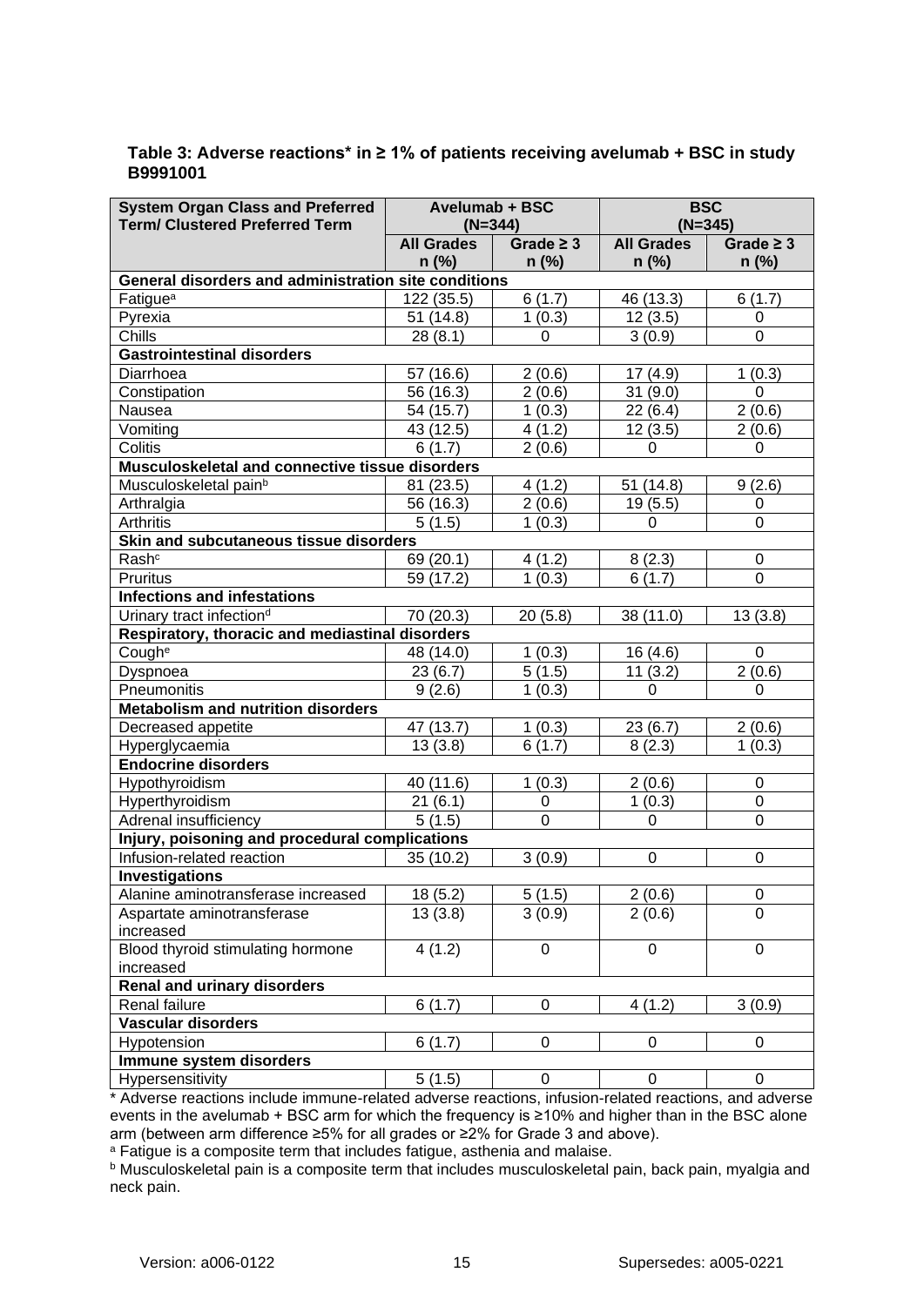**Table 3: Adverse reactions* in ≥ 1% of patients receiving avelumab + BSC in study B9991001**

| System Organ Class and Preferred Term/ Clustered Preferred Term | Avelumab + BSC (N=344) | | BSC (N=345) | |
|---|---|---|---|---|
| | All Grades n (%) | Grade ≥ 3 n (%) | All Grades n (%) | Grade ≥ 3 n (%) |
| **General disorders and administration site conditions** | | | | |
| Fatigue[a] | 122 (35.5) | 6 (1.7) | 46 (13.3) | 6 (1.7) |
| Pyrexia | 51 (14.8) | 1 (0.3) | 12 (3.5) | 0 |
| Chills | 28 (8.1) | 0 | 3 (0.9) | 0 |
| **Gastrointestinal disorders** | | | | |
| Diarrhoea | 57 (16.6) | 2 (0.6) | 17 (4.9) | 1 (0.3) |
| Constipation | 56 (16.3) | 2 (0.6) | 31 (9.0) | 0 |
| Nausea | 54 (15.7) | 1 (0.3) | 22 (6.4) | 2 (0.6) |
| Vomiting | 43 (12.5) | 4 (1.2) | 12 (3.5) | 2 (0.6) |
| Colitis | 6 (1.7) | 2 (0.6) | 0 | 0 |
| **Musculoskeletal and connective tissue disorders** | | | | |
| Musculoskeletal pain[b] | 81 (23.5) | 4 (1.2) | 51 (14.8) | 9 (2.6) |
| Arthralgia | 56 (16.3) | 2 (0.6) | 19 (5.5) | 0 |
| Arthritis | 5 (1.5) | 1 (0.3) | 0 | 0 |
| **Skin and subcutaneous tissue disorders** | | | | |
| Rash[c] | 69 (20.1) | 4 (1.2) | 8 (2.3) | 0 |
| Pruritus | 59 (17.2) | 1 (0.3) | 6 (1.7) | 0 |
| **Infections and infestations** | | | | |
| Urinary tract infection[d] | 70 (20.3) | 20 (5.8) | 38 (11.0) | 13 (3.8) |
| **Respiratory, thoracic and mediastinal disorders** | | | | |
| Cough[e] | 48 (14.0) | 1 (0.3) | 16 (4.6) | 0 |
| Dyspnoea | 23 (6.7) | 5 (1.5) | 11 (3.2) | 2 (0.6) |
| Pneumonitis | 9 (2.6) | 1 (0.3) | 0 | 0 |
| **Metabolism and nutrition disorders** | | | | |
| Decreased appetite | 47 (13.7) | 1 (0.3) | 23 (6.7) | 2 (0.6) |
| Hyperglycaemia | 13 (3.8) | 6 (1.7) | 8 (2.3) | 1 (0.3) |
| **Endocrine disorders** | | | | |
| Hypothyroidism | 40 (11.6) | 1 (0.3) | 2 (0.6) | 0 |
| Hyperthyroidism | 21 (6.1) | 0 | 1 (0.3) | 0 |
| Adrenal insufficiency | 5 (1.5) | 0 | 0 | 0 |
| **Injury, poisoning and procedural complications** | | | | |
| Infusion-related reaction | 35 (10.2) | 3 (0.9) | 0 | 0 |
| **Investigations** | | | | |
| Alanine aminotransferase increased | 18 (5.2) | 5 (1.5) | 2 (0.6) | 0 |
| Aspartate aminotransferase increased | 13 (3.8) | 3 (0.9) | 2 (0.6) | 0 |
| Blood thyroid stimulating hormone increased | 4 (1.2) | 0 | 0 | 0 |
| **Renal and urinary disorders** | | | | |
| Renal failure | 6 (1.7) | 0 | 4 (1.2) | 3 (0.9) |
| **Vascular disorders** | | | | |
| Hypotension | 6 (1.7) | 0 | 0 | 0 |
| **Immune system disorders** | | | | |
| Hypersensitivity | 5 (1.5) | 0 | 0 | 0 |

* Adverse reactions include immune-related adverse reactions, infusion-related reactions, and adverse events in the avelumab + BSC arm for which the frequency is ≥10% and higher than in the BSC alone arm (between arm difference ≥5% for all grades or ≥2% for Grade 3 and above).

[a] Fatigue is a composite term that includes fatigue, asthenia and malaise.

[b] Musculoskeletal pain is a composite term that includes musculoskeletal pain, back pain, myalgia and neck pain.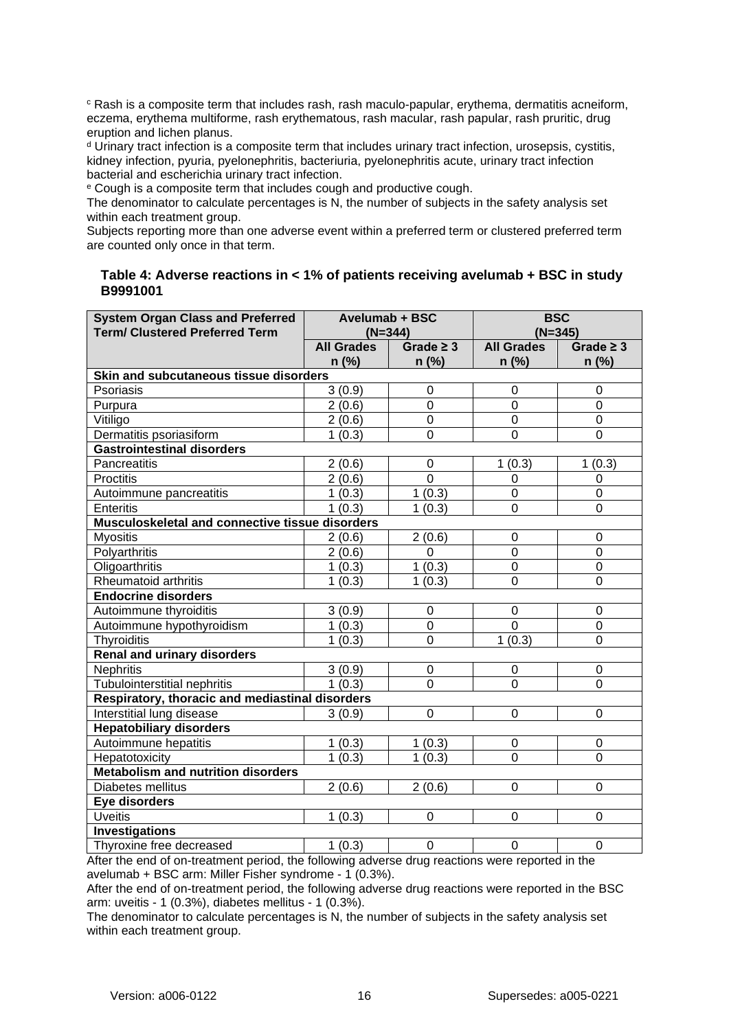[c] Rash is a composite term that includes rash, rash maculo-papular, erythema, dermatitis acneiform, eczema, erythema multiforme, rash erythematous, rash macular, rash papular, rash pruritic, drug eruption and lichen planus.
[d] Urinary tract infection is a composite term that includes urinary tract infection, urosepsis, cystitis, kidney infection, pyuria, pyelonephritis, bacteriuria, pyelonephritis acute, urinary tract infection bacterial and escherichia urinary tract infection.
[e] Cough is a composite term that includes cough and productive cough.
The denominator to calculate percentages is N, the number of subjects in the safety analysis set within each treatment group.
Subjects reporting more than one adverse event within a preferred term or clustered preferred term are counted only once in that term.

**Table 4: Adverse reactions in < 1% of patients receiving avelumab + BSC in study B9991001**

| System Organ Class and Preferred Term/ Clustered Preferred Term | Avelumab + BSC (N=344) | | BSC (N=345) | |
|---|---|---|---|---|
| | All Grades n (%) | Grade ≥ 3 n (%) | All Grades n (%) | Grade ≥ 3 n (%) |
| **Skin and subcutaneous tissue disorders** | | | | |
| Psoriasis | 3 (0.9) | 0 | 0 | 0 |
| Purpura | 2 (0.6) | 0 | 0 | 0 |
| Vitiligo | 2 (0.6) | 0 | 0 | 0 |
| Dermatitis psoriasiform | 1 (0.3) | 0 | 0 | 0 |
| **Gastrointestinal disorders** | | | | |
| Pancreatitis | 2 (0.6) | 0 | 1 (0.3) | 1 (0.3) |
| Proctitis | 2 (0.6) | 0 | 0 | 0 |
| Autoimmune pancreatitis | 1 (0.3) | 1 (0.3) | 0 | 0 |
| Enteritis | 1 (0.3) | 1 (0.3) | 0 | 0 |
| **Musculoskeletal and connective tissue disorders** | | | | |
| Myositis | 2 (0.6) | 2 (0.6) | 0 | 0 |
| Polyarthritis | 2 (0.6) | 0 | 0 | 0 |
| Oligoarthritis | 1 (0.3) | 1 (0.3) | 0 | 0 |
| Rheumatoid arthritis | 1 (0.3) | 1 (0.3) | 0 | 0 |
| **Endocrine disorders** | | | | |
| Autoimmune thyroiditis | 3 (0.9) | 0 | 0 | 0 |
| Autoimmune hypothyroidism | 1 (0.3) | 0 | 0 | 0 |
| Thyroiditis | 1 (0.3) | 0 | 1 (0.3) | 0 |
| **Renal and urinary disorders** | | | | |
| Nephritis | 3 (0.9) | 0 | 0 | 0 |
| Tubulointerstitial nephritis | 1 (0.3) | 0 | 0 | 0 |
| **Respiratory, thoracic and mediastinal disorders** | | | | |
| Interstitial lung disease | 3 (0.9) | 0 | 0 | 0 |
| **Hepatobiliary disorders** | | | | |
| Autoimmune hepatitis | 1 (0.3) | 1 (0.3) | 0 | 0 |
| Hepatotoxicity | 1 (0.3) | 1 (0.3) | 0 | 0 |
| **Metabolism and nutrition disorders** | | | | |
| Diabetes mellitus | 2 (0.6) | 2 (0.6) | 0 | 0 |
| **Eye disorders** | | | | |
| Uveitis | 1 (0.3) | 0 | 0 | 0 |
| **Investigations** | | | | |
| Thyroxine free decreased | 1 (0.3) | 0 | 0 | 0 |

After the end of on-treatment period, the following adverse drug reactions were reported in the avelumab + BSC arm: Miller Fisher syndrome - 1 (0.3%).
After the end of on-treatment period, the following adverse drug reactions were reported in the BSC arm: uveitis - 1 (0.3%), diabetes mellitus - 1 (0.3%).
The denominator to calculate percentages is N, the number of subjects in the safety analysis set within each treatment group.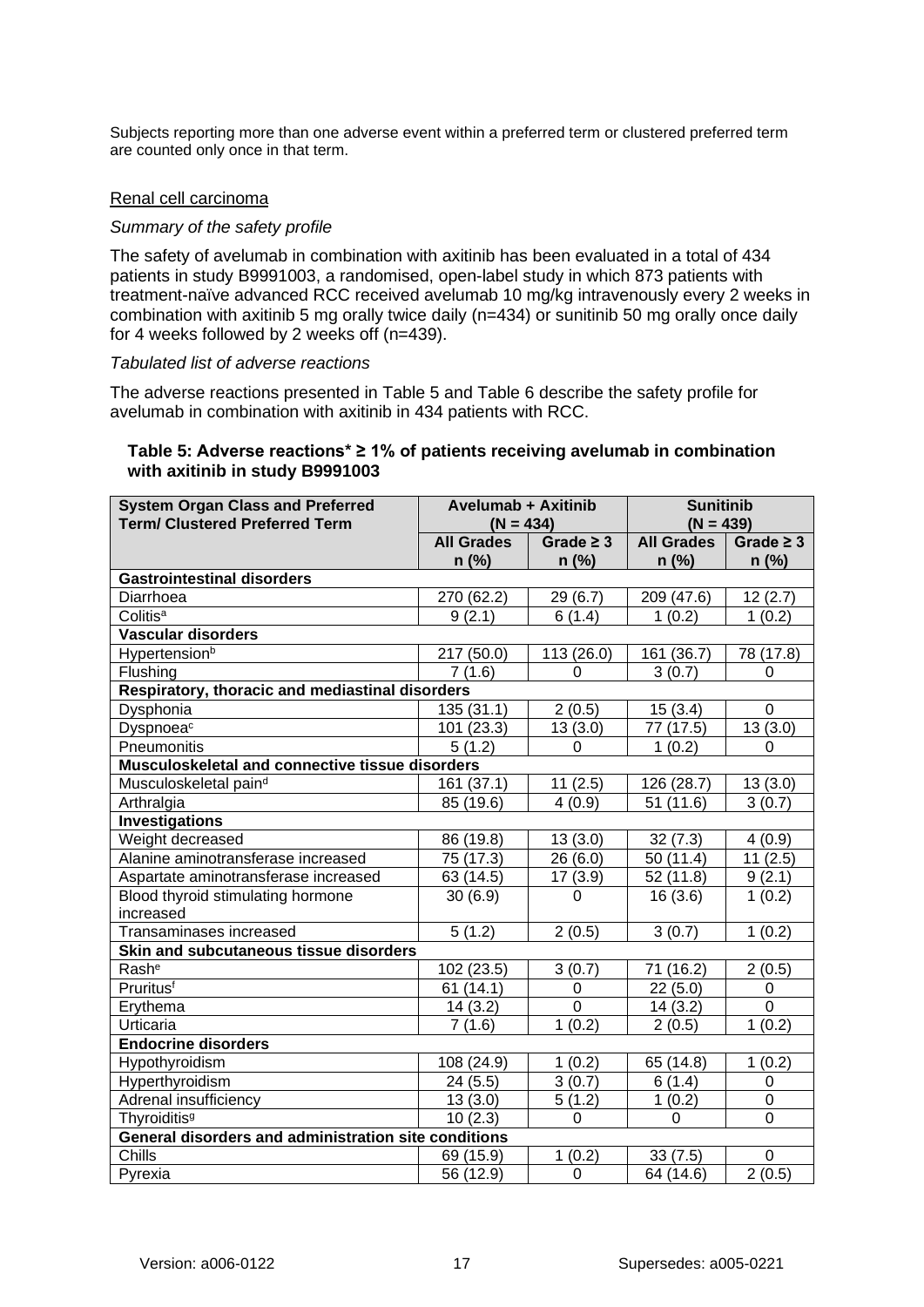Subjects reporting more than one adverse event within a preferred term or clustered preferred term are counted only once in that term.

Renal cell carcinoma

*Summary of the safety profile*

The safety of avelumab in combination with axitinib has been evaluated in a total of 434 patients in study B9991003, a randomised, open-label study in which 873 patients with treatment-naïve advanced RCC received avelumab 10 mg/kg intravenously every 2 weeks in combination with axitinib 5 mg orally twice daily (n=434) or sunitinib 50 mg orally once daily for 4 weeks followed by 2 weeks off (n=439).

*Tabulated list of adverse reactions*

The adverse reactions presented in Table 5 and Table 6 describe the safety profile for avelumab in combination with axitinib in 434 patients with RCC.

**Table 5: Adverse reactions* ≥ 1% of patients receiving avelumab in combination with axitinib in study B9991003**

| System Organ Class and Preferred Term/ Clustered Preferred Term | Avelumab + Axitinib (N = 434) | | Sunitinib (N = 439) | |
|---|---|---|---|---|
| | All Grades n (%) | Grade ≥ 3 n (%) | All Grades n (%) | Grade ≥ 3 n (%) |
| **Gastrointestinal disorders** | | | | |
| Diarrhoea | 270 (62.2) | 29 (6.7) | 209 (47.6) | 12 (2.7) |
| Colitis[a] | 9 (2.1) | 6 (1.4) | 1 (0.2) | 1 (0.2) |
| **Vascular disorders** | | | | |
| Hypertension[b] | 217 (50.0) | 113 (26.0) | 161 (36.7) | 78 (17.8) |
| Flushing | 7 (1.6) | 0 | 3 (0.7) | 0 |
| **Respiratory, thoracic and mediastinal disorders** | | | | |
| Dysphonia | 135 (31.1) | 2 (0.5) | 15 (3.4) | 0 |
| Dyspnoea[c] | 101 (23.3) | 13 (3.0) | 77 (17.5) | 13 (3.0) |
| Pneumonitis | 5 (1.2) | 0 | 1 (0.2) | 0 |
| **Musculoskeletal and connective tissue disorders** | | | | |
| Musculoskeletal pain[d] | 161 (37.1) | 11 (2.5) | 126 (28.7) | 13 (3.0) |
| Arthralgia | 85 (19.6) | 4 (0.9) | 51 (11.6) | 3 (0.7) |
| **Investigations** | | | | |
| Weight decreased | 86 (19.8) | 13 (3.0) | 32 (7.3) | 4 (0.9) |
| Alanine aminotransferase increased | 75 (17.3) | 26 (6.0) | 50 (11.4) | 11 (2.5) |
| Aspartate aminotransferase increased | 63 (14.5) | 17 (3.9) | 52 (11.8) | 9 (2.1) |
| Blood thyroid stimulating hormone increased | 30 (6.9) | 0 | 16 (3.6) | 1 (0.2) |
| Transaminases increased | 5 (1.2) | 2 (0.5) | 3 (0.7) | 1 (0.2) |
| **Skin and subcutaneous tissue disorders** | | | | |
| Rash[e] | 102 (23.5) | 3 (0.7) | 71 (16.2) | 2 (0.5) |
| Pruritus[f] | 61 (14.1) | 0 | 22 (5.0) | 0 |
| Erythema | 14 (3.2) | 0 | 14 (3.2) | 0 |
| Urticaria | 7 (1.6) | 1 (0.2) | 2 (0.5) | 1 (0.2) |
| **Endocrine disorders** | | | | |
| Hypothyroidism | 108 (24.9) | 1 (0.2) | 65 (14.8) | 1 (0.2) |
| Hyperthyroidism | 24 (5.5) | 3 (0.7) | 6 (1.4) | 0 |
| Adrenal insufficiency | 13 (3.0) | 5 (1.2) | 1 (0.2) | 0 |
| Thyroiditis[g] | 10 (2.3) | 0 | 0 | 0 |
| **General disorders and administration site conditions** | | | | |
| Chills | 69 (15.9) | 1 (0.2) | 33 (7.5) | 0 |
| Pyrexia | 56 (12.9) | 0 | 64 (14.6) | 2 (0.5) |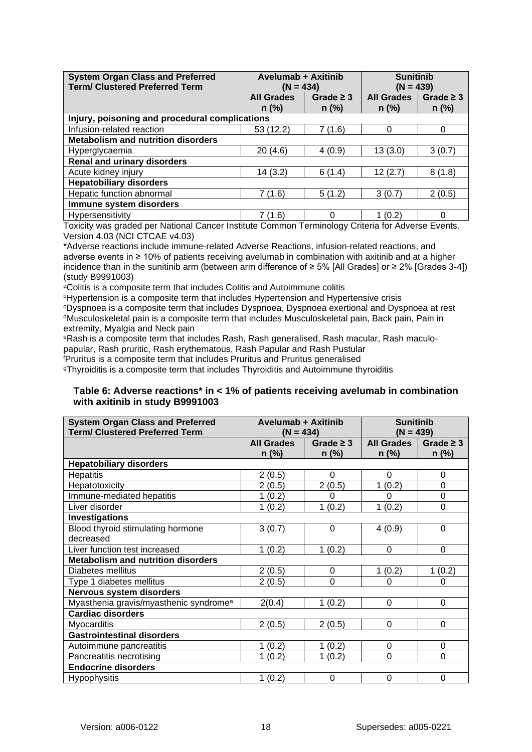| System Organ Class and Preferred Term/ Clustered Preferred Term | Avelumab + Axitinib (N = 434) | | Sunitinib (N = 439) | |
|---|---|---|---|---|
| | All Grades n (%) | Grade ≥ 3 n (%) | All Grades n (%) | Grade ≥ 3 n (%) |
| **Injury, poisoning and procedural complications** | | | | |
| Infusion-related reaction | 53 (12.2) | 7 (1.6) | 0 | 0 |
| **Metabolism and nutrition disorders** | | | | |
| Hyperglycaemia | 20 (4.6) | 4 (0.9) | 13 (3.0) | 3 (0.7) |
| **Renal and urinary disorders** | | | | |
| Acute kidney injury | 14 (3.2) | 6 (1.4) | 12 (2.7) | 8 (1.8) |
| **Hepatobiliary disorders** | | | | |
| Hepatic function abnormal | 7 (1.6) | 5 (1.2) | 3 (0.7) | 2 (0.5) |
| **Immune system disorders** | | | | |
| Hypersensitivity | 7 (1.6) | 0 | 1 (0.2) | 0 |

Toxicity was graded per National Cancer Institute Common Terminology Criteria for Adverse Events. Version 4.03 (NCI CTCAE v4.03)

*Adverse reactions include immune-related Adverse Reactions, infusion-related reactions, and adverse events in ≥ 10% of patients receiving avelumab in combination with axitinib and at a higher incidence than in the sunitinib arm (between arm difference of ≥ 5% [All Grades] or ≥ 2% [Grades 3-4]) (study B9991003)

[a]Colitis is a composite term that includes Colitis and Autoimmune colitis
[b]Hypertension is a composite term that includes Hypertension and Hypertensive crisis
[c]Dyspnoea is a composite term that includes Dyspnoea, Dyspnoea exertional and Dyspnoea at rest
[d]Musculoskeletal pain is a composite term that includes Musculoskeletal pain, Back pain, Pain in extremity, Myalgia and Neck pain
[e]Rash is a composite term that includes Rash, Rash generalised, Rash macular, Rash maculo-papular, Rash pruritic, Rash erythematous, Rash Papular and Rash Pustular
[f]Pruritus is a composite term that includes Pruritus and Pruritus generalised
[g]Thyroiditis is a composite term that includes Thyroiditis and Autoimmune thyroiditis

**Table 6: Adverse reactions* in < 1% of patients receiving avelumab in combination with axitinib in study B9991003**

| System Organ Class and Preferred Term/ Clustered Preferred Term | Avelumab + Axitinib (N = 434) | | Sunitinib (N = 439) | |
|---|---|---|---|---|
| | All Grades n (%) | Grade ≥ 3 n (%) | All Grades n (%) | Grade ≥ 3 n (%) |
| **Hepatobiliary disorders** | | | | |
| Hepatitis | 2 (0.5) | 0 | 0 | 0 |
| Hepatotoxicity | 2 (0.5) | 2 (0.5) | 1 (0.2) | 0 |
| Immune-mediated hepatitis | 1 (0.2) | 0 | 0 | 0 |
| Liver disorder | 1 (0.2) | 1 (0.2) | 1 (0.2) | 0 |
| **Investigations** | | | | |
| Blood thyroid stimulating hormone decreased | 3 (0.7) | 0 | 4 (0.9) | 0 |
| Liver function test increased | 1 (0.2) | 1 (0.2) | 0 | 0 |
| **Metabolism and nutrition disorders** | | | | |
| Diabetes mellitus | 2 (0.5) | 0 | 1 (0.2) | 1 (0.2) |
| Type 1 diabetes mellitus | 2 (0.5) | 0 | 0 | 0 |
| **Nervous system disorders** | | | | |
| Myasthenia gravis/myasthenic syndrome[a] | 2(0.4) | 1 (0.2) | 0 | 0 |
| **Cardiac disorders** | | | | |
| Myocarditis | 2 (0.5) | 2 (0.5) | 0 | 0 |
| **Gastrointestinal disorders** | | | | |
| Autoimmune pancreatitis | 1 (0.2) | 1 (0.2) | 0 | 0 |
| Pancreatitis necrotising | 1 (0.2) | 1 (0.2) | 0 | 0 |
| **Endocrine disorders** | | | | |
| Hypophysitis | 1 (0.2) | 0 | 0 | 0 |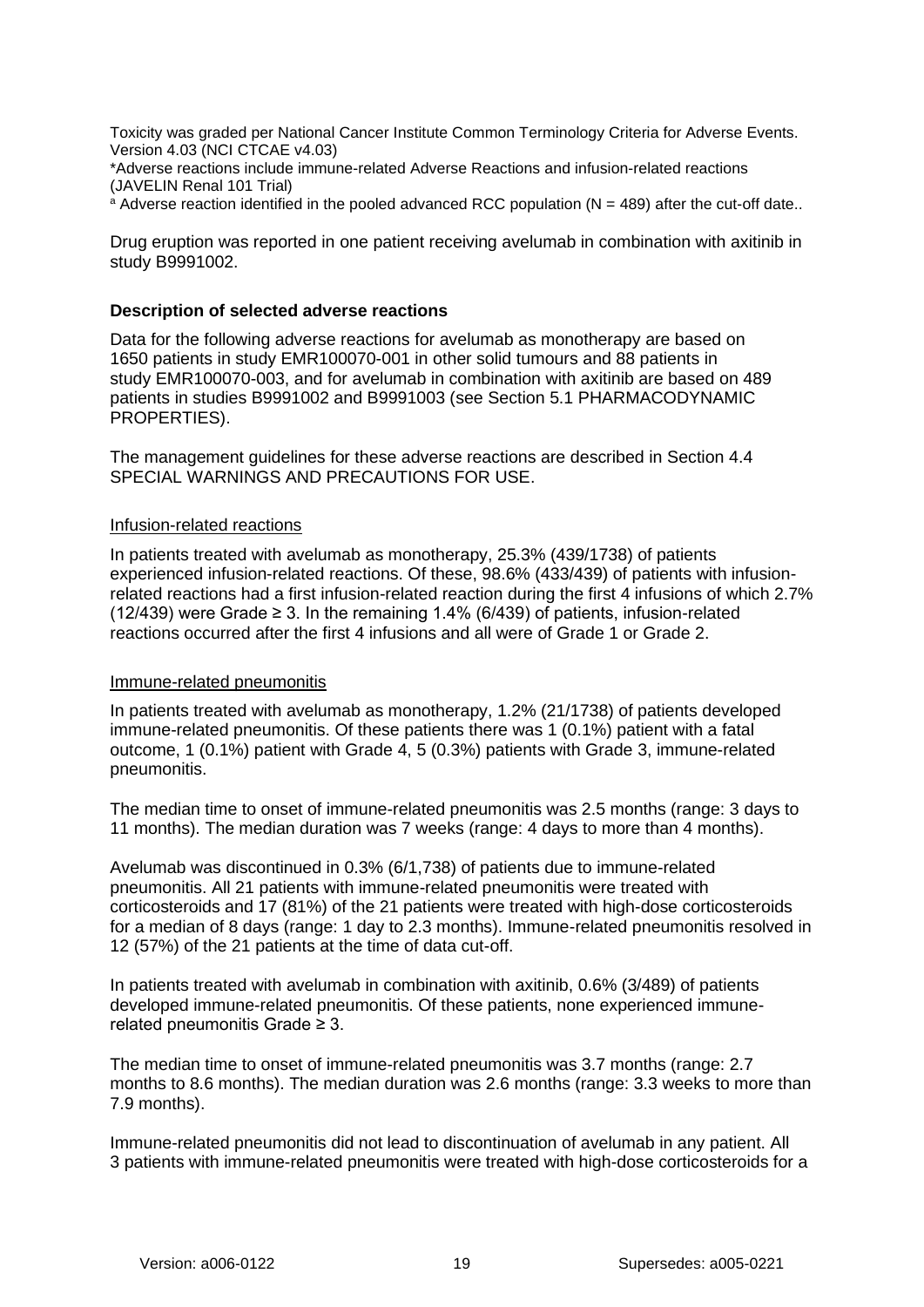Toxicity was graded per National Cancer Institute Common Terminology Criteria for Adverse Events. Version 4.03 (NCI CTCAE v4.03)

*Adverse reactions include immune-related Adverse Reactions and infusion-related reactions (JAVELIN Renal 101 Trial)

[a] Adverse reaction identified in the pooled advanced RCC population (N = 489) after the cut-off date..

Drug eruption was reported in one patient receiving avelumab in combination with axitinib in study B9991002.

**Description of selected adverse reactions**

Data for the following adverse reactions for avelumab as monotherapy are based on 1650 patients in study EMR100070-001 in other solid tumours and 88 patients in study EMR100070-003, and for avelumab in combination with axitinib are based on 489 patients in studies B9991002 and B9991003 (see Section 5.1 PHARMACODYNAMIC PROPERTIES).

The management guidelines for these adverse reactions are described in Section 4.4 SPECIAL WARNINGS AND PRECAUTIONS FOR USE.

Infusion-related reactions

In patients treated with avelumab as monotherapy, 25.3% (439/1738) of patients experienced infusion-related reactions. Of these, 98.6% (433/439) of patients with infusion-related reactions had a first infusion-related reaction during the first 4 infusions of which 2.7% (12/439) were Grade ≥ 3. In the remaining 1.4% (6/439) of patients, infusion-related reactions occurred after the first 4 infusions and all were of Grade 1 or Grade 2.

Immune-related pneumonitis

In patients treated with avelumab as monotherapy, 1.2% (21/1738) of patients developed immune-related pneumonitis. Of these patients there was 1 (0.1%) patient with a fatal outcome, 1 (0.1%) patient with Grade 4, 5 (0.3%) patients with Grade 3, immune-related pneumonitis.

The median time to onset of immune-related pneumonitis was 2.5 months (range: 3 days to 11 months). The median duration was 7 weeks (range: 4 days to more than 4 months).

Avelumab was discontinued in 0.3% (6/1,738) of patients due to immune-related pneumonitis. All 21 patients with immune-related pneumonitis were treated with corticosteroids and 17 (81%) of the 21 patients were treated with high-dose corticosteroids for a median of 8 days (range: 1 day to 2.3 months). Immune-related pneumonitis resolved in 12 (57%) of the 21 patients at the time of data cut-off.

In patients treated with avelumab in combination with axitinib, 0.6% (3/489) of patients developed immune-related pneumonitis. Of these patients, none experienced immune-related pneumonitis Grade ≥ 3.

The median time to onset of immune-related pneumonitis was 3.7 months (range: 2.7 months to 8.6 months). The median duration was 2.6 months (range: 3.3 weeks to more than 7.9 months).

Immune-related pneumonitis did not lead to discontinuation of avelumab in any patient. All 3 patients with immune-related pneumonitis were treated with high-dose corticosteroids for a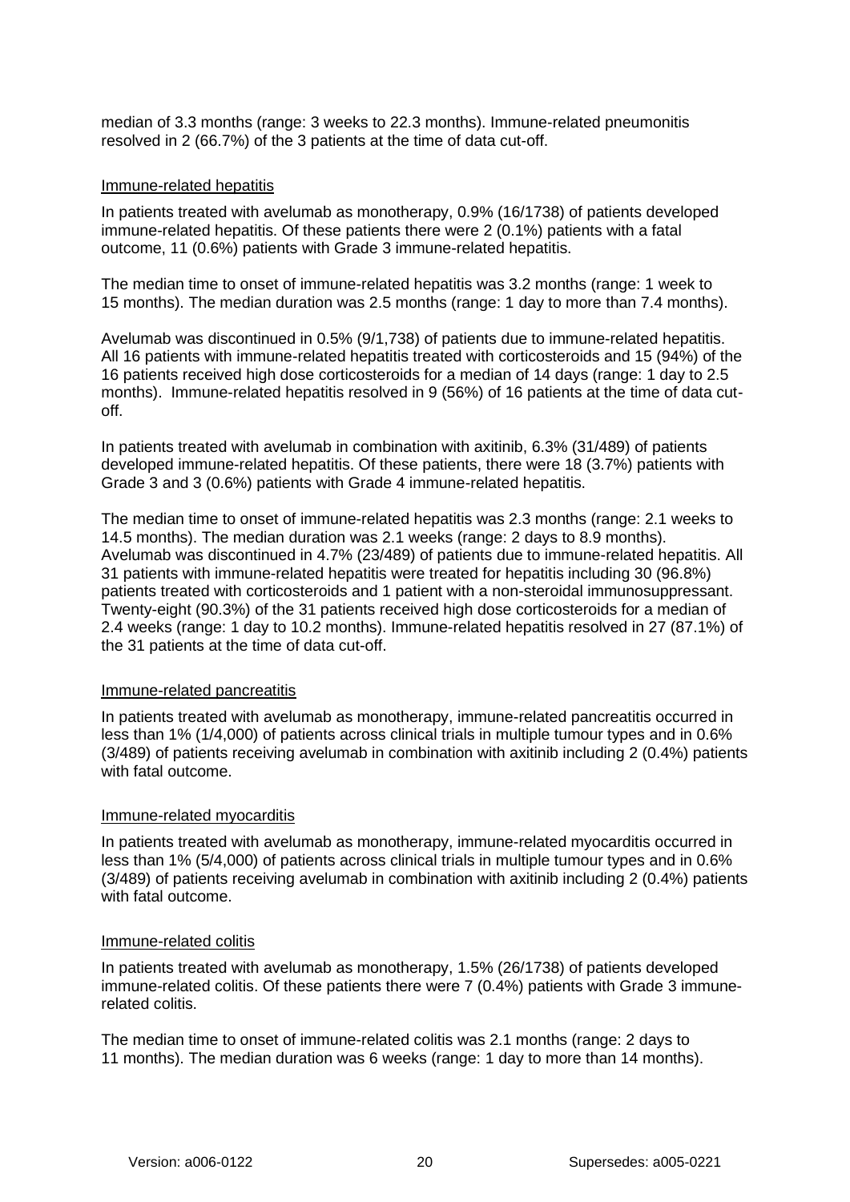median of 3.3 months (range: 3 weeks to 22.3 months). Immune-related pneumonitis resolved in 2 (66.7%) of the 3 patients at the time of data cut-off.

Immune-related hepatitis

In patients treated with avelumab as monotherapy, 0.9% (16/1738) of patients developed immune-related hepatitis. Of these patients there were 2 (0.1%) patients with a fatal outcome, 11 (0.6%) patients with Grade 3 immune-related hepatitis.

The median time to onset of immune-related hepatitis was 3.2 months (range: 1 week to 15 months). The median duration was 2.5 months (range: 1 day to more than 7.4 months).

Avelumab was discontinued in 0.5% (9/1,738) of patients due to immune-related hepatitis. All 16 patients with immune-related hepatitis treated with corticosteroids and 15 (94%) of the 16 patients received high dose corticosteroids for a median of 14 days (range: 1 day to 2.5 months). Immune-related hepatitis resolved in 9 (56%) of 16 patients at the time of data cut-off.

In patients treated with avelumab in combination with axitinib, 6.3% (31/489) of patients developed immune-related hepatitis. Of these patients, there were 18 (3.7%) patients with Grade 3 and 3 (0.6%) patients with Grade 4 immune-related hepatitis.

The median time to onset of immune-related hepatitis was 2.3 months (range: 2.1 weeks to 14.5 months). The median duration was 2.1 weeks (range: 2 days to 8.9 months). Avelumab was discontinued in 4.7% (23/489) of patients due to immune-related hepatitis. All 31 patients with immune-related hepatitis were treated for hepatitis including 30 (96.8%) patients treated with corticosteroids and 1 patient with a non-steroidal immunosuppressant. Twenty-eight (90.3%) of the 31 patients received high dose corticosteroids for a median of 2.4 weeks (range: 1 day to 10.2 months). Immune-related hepatitis resolved in 27 (87.1%) of the 31 patients at the time of data cut-off.

Immune-related pancreatitis

In patients treated with avelumab as monotherapy, immune-related pancreatitis occurred in less than 1% (1/4,000) of patients across clinical trials in multiple tumour types and in 0.6% (3/489) of patients receiving avelumab in combination with axitinib including 2 (0.4%) patients with fatal outcome.

Immune-related myocarditis

In patients treated with avelumab as monotherapy, immune-related myocarditis occurred in less than 1% (5/4,000) of patients across clinical trials in multiple tumour types and in 0.6% (3/489) of patients receiving avelumab in combination with axitinib including 2 (0.4%) patients with fatal outcome.

Immune-related colitis

In patients treated with avelumab as monotherapy, 1.5% (26/1738) of patients developed immune-related colitis. Of these patients there were 7 (0.4%) patients with Grade 3 immune-related colitis.

The median time to onset of immune-related colitis was 2.1 months (range: 2 days to 11 months). The median duration was 6 weeks (range: 1 day to more than 14 months).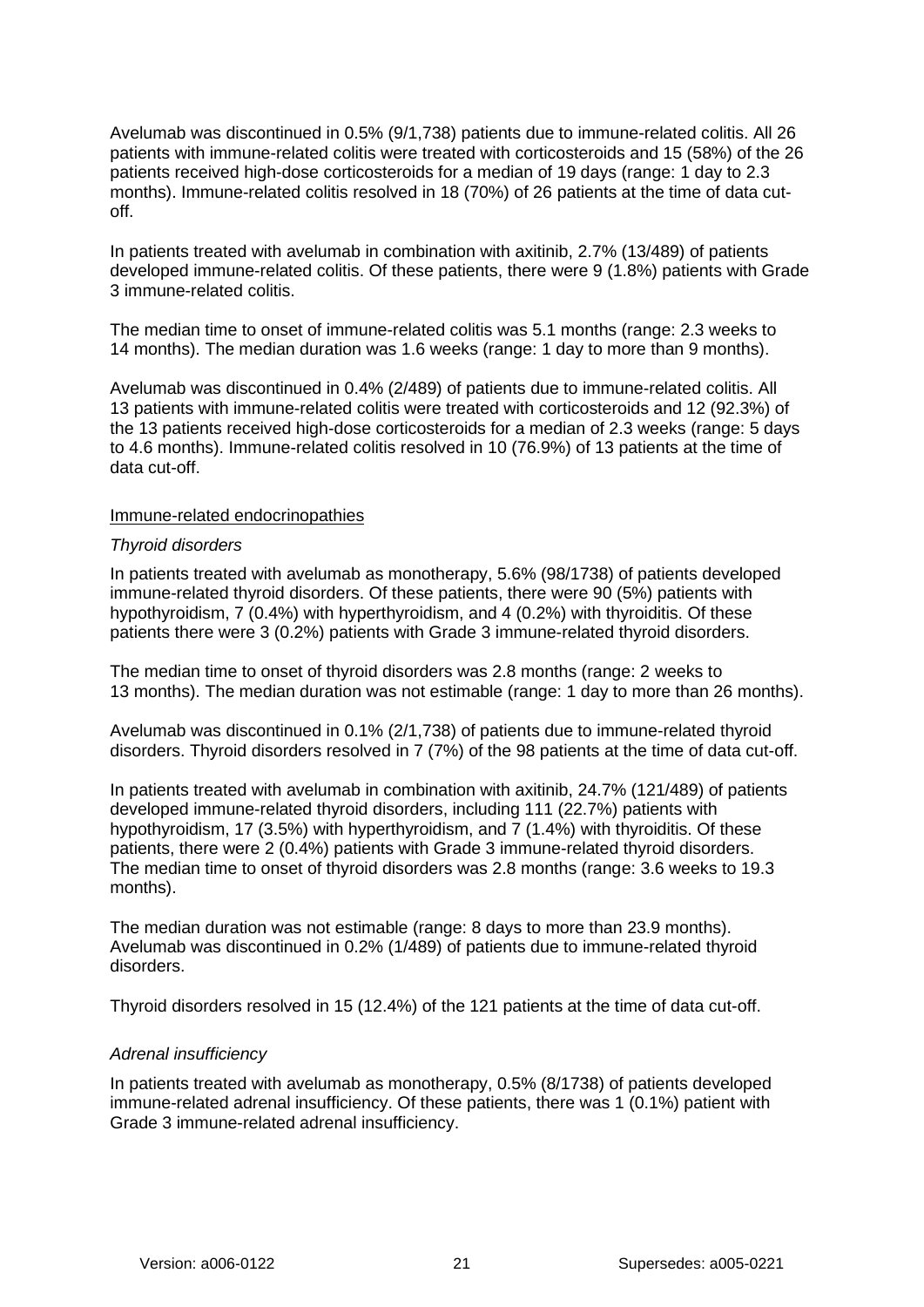Avelumab was discontinued in 0.5% (9/1,738) patients due to immune-related colitis. All 26 patients with immune-related colitis were treated with corticosteroids and 15 (58%) of the 26 patients received high-dose corticosteroids for a median of 19 days (range: 1 day to 2.3 months). Immune-related colitis resolved in 18 (70%) of 26 patients at the time of data cut-off.

In patients treated with avelumab in combination with axitinib, 2.7% (13/489) of patients developed immune-related colitis. Of these patients, there were 9 (1.8%) patients with Grade 3 immune-related colitis.

The median time to onset of immune-related colitis was 5.1 months (range: 2.3 weeks to 14 months). The median duration was 1.6 weeks (range: 1 day to more than 9 months).

Avelumab was discontinued in 0.4% (2/489) of patients due to immune-related colitis. All 13 patients with immune-related colitis were treated with corticosteroids and 12 (92.3%) of the 13 patients received high-dose corticosteroids for a median of 2.3 weeks (range: 5 days to 4.6 months). Immune-related colitis resolved in 10 (76.9%) of 13 patients at the time of data cut-off.

Immune-related endocrinopathies

*Thyroid disorders*

In patients treated with avelumab as monotherapy, 5.6% (98/1738) of patients developed immune-related thyroid disorders. Of these patients, there were 90 (5%) patients with hypothyroidism, 7 (0.4%) with hyperthyroidism, and 4 (0.2%) with thyroiditis. Of these patients there were 3 (0.2%) patients with Grade 3 immune-related thyroid disorders.

The median time to onset of thyroid disorders was 2.8 months (range: 2 weeks to 13 months). The median duration was not estimable (range: 1 day to more than 26 months).

Avelumab was discontinued in 0.1% (2/1,738) of patients due to immune-related thyroid disorders. Thyroid disorders resolved in 7 (7%) of the 98 patients at the time of data cut-off.

In patients treated with avelumab in combination with axitinib, 24.7% (121/489) of patients developed immune-related thyroid disorders, including 111 (22.7%) patients with hypothyroidism, 17 (3.5%) with hyperthyroidism, and 7 (1.4%) with thyroiditis. Of these patients, there were 2 (0.4%) patients with Grade 3 immune-related thyroid disorders. The median time to onset of thyroid disorders was 2.8 months (range: 3.6 weeks to 19.3 months).

The median duration was not estimable (range: 8 days to more than 23.9 months). Avelumab was discontinued in 0.2% (1/489) of patients due to immune-related thyroid disorders.

Thyroid disorders resolved in 15 (12.4%) of the 121 patients at the time of data cut-off.

*Adrenal insufficiency*

In patients treated with avelumab as monotherapy, 0.5% (8/1738) of patients developed immune-related adrenal insufficiency. Of these patients, there was 1 (0.1%) patient with Grade 3 immune-related adrenal insufficiency.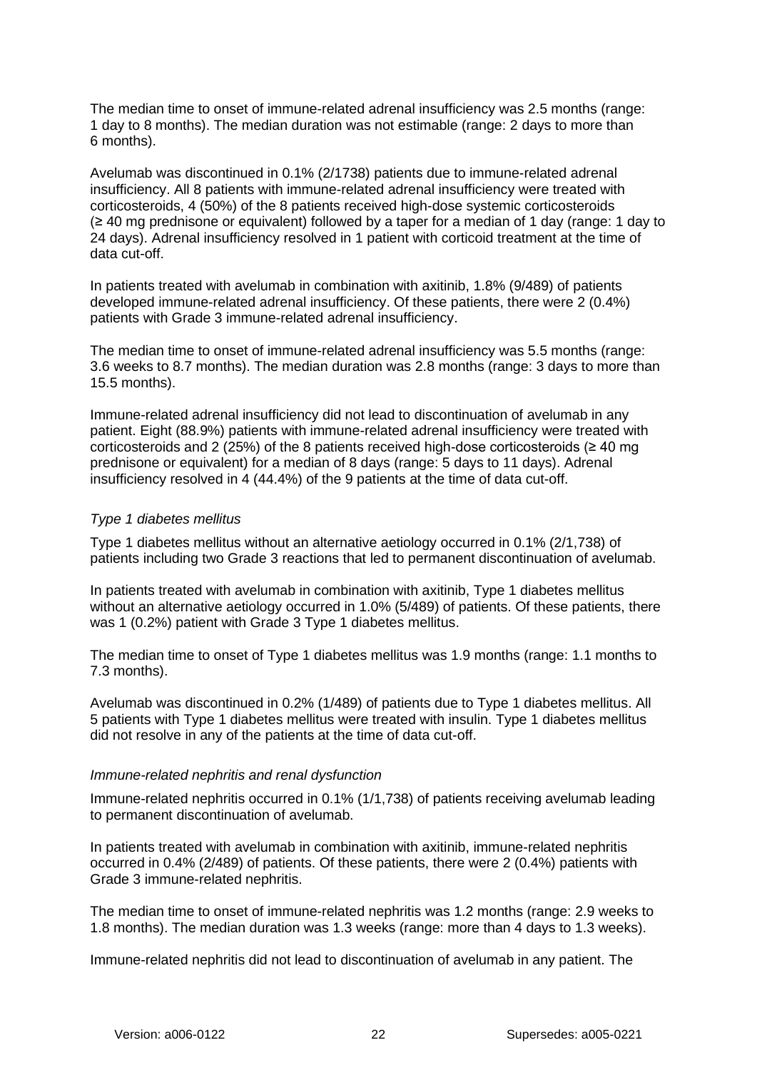The median time to onset of immune-related adrenal insufficiency was 2.5 months (range: 1 day to 8 months). The median duration was not estimable (range: 2 days to more than 6 months).

Avelumab was discontinued in 0.1% (2/1738) patients due to immune-related adrenal insufficiency. All 8 patients with immune-related adrenal insufficiency were treated with corticosteroids, 4 (50%) of the 8 patients received high-dose systemic corticosteroids (≥ 40 mg prednisone or equivalent) followed by a taper for a median of 1 day (range: 1 day to 24 days). Adrenal insufficiency resolved in 1 patient with corticoid treatment at the time of data cut-off.

In patients treated with avelumab in combination with axitinib, 1.8% (9/489) of patients developed immune-related adrenal insufficiency. Of these patients, there were 2 (0.4%) patients with Grade 3 immune-related adrenal insufficiency.

The median time to onset of immune-related adrenal insufficiency was 5.5 months (range: 3.6 weeks to 8.7 months). The median duration was 2.8 months (range: 3 days to more than 15.5 months).

Immune-related adrenal insufficiency did not lead to discontinuation of avelumab in any patient. Eight (88.9%) patients with immune-related adrenal insufficiency were treated with corticosteroids and 2 (25%) of the 8 patients received high-dose corticosteroids (≥ 40 mg prednisone or equivalent) for a median of 8 days (range: 5 days to 11 days). Adrenal insufficiency resolved in 4 (44.4%) of the 9 patients at the time of data cut-off.

*Type 1 diabetes mellitus*

Type 1 diabetes mellitus without an alternative aetiology occurred in 0.1% (2/1,738) of patients including two Grade 3 reactions that led to permanent discontinuation of avelumab.

In patients treated with avelumab in combination with axitinib, Type 1 diabetes mellitus without an alternative aetiology occurred in 1.0% (5/489) of patients. Of these patients, there was 1 (0.2%) patient with Grade 3 Type 1 diabetes mellitus.

The median time to onset of Type 1 diabetes mellitus was 1.9 months (range: 1.1 months to 7.3 months).

Avelumab was discontinued in 0.2% (1/489) of patients due to Type 1 diabetes mellitus. All 5 patients with Type 1 diabetes mellitus were treated with insulin. Type 1 diabetes mellitus did not resolve in any of the patients at the time of data cut-off.

*Immune-related nephritis and renal dysfunction*

Immune-related nephritis occurred in 0.1% (1/1,738) of patients receiving avelumab leading to permanent discontinuation of avelumab.

In patients treated with avelumab in combination with axitinib, immune-related nephritis occurred in 0.4% (2/489) of patients. Of these patients, there were 2 (0.4%) patients with Grade 3 immune-related nephritis.

The median time to onset of immune-related nephritis was 1.2 months (range: 2.9 weeks to 1.8 months). The median duration was 1.3 weeks (range: more than 4 days to 1.3 weeks).

Immune-related nephritis did not lead to discontinuation of avelumab in any patient. The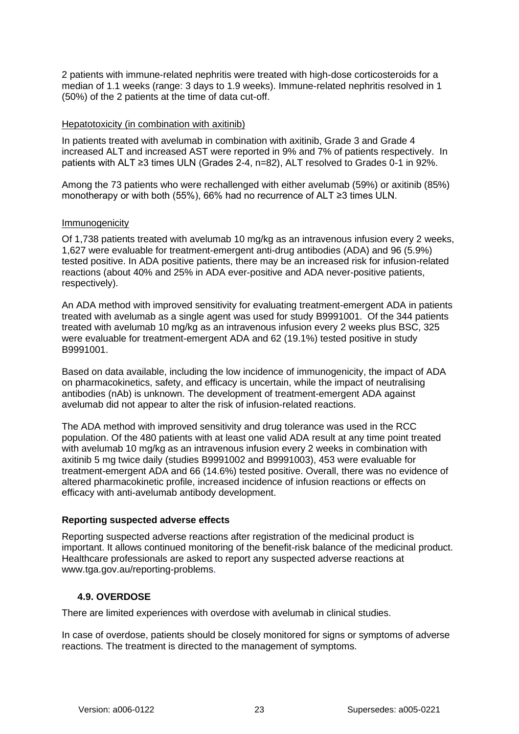2 patients with immune-related nephritis were treated with high-dose corticosteroids for a median of 1.1 weeks (range: 3 days to 1.9 weeks). Immune-related nephritis resolved in 1 (50%) of the 2 patients at the time of data cut-off.

Hepatotoxicity (in combination with axitinib)

In patients treated with avelumab in combination with axitinib, Grade 3 and Grade 4 increased ALT and increased AST were reported in 9% and 7% of patients respectively. In patients with ALT ≥3 times ULN (Grades 2-4, n=82), ALT resolved to Grades 0-1 in 92%.

Among the 73 patients who were rechallenged with either avelumab (59%) or axitinib (85%) monotherapy or with both (55%), 66% had no recurrence of ALT ≥3 times ULN.

Immunogenicity

Of 1,738 patients treated with avelumab 10 mg/kg as an intravenous infusion every 2 weeks, 1,627 were evaluable for treatment-emergent anti-drug antibodies (ADA) and 96 (5.9%) tested positive. In ADA positive patients, there may be an increased risk for infusion-related reactions (about 40% and 25% in ADA ever-positive and ADA never-positive patients, respectively).

An ADA method with improved sensitivity for evaluating treatment-emergent ADA in patients treated with avelumab as a single agent was used for study B9991001. Of the 344 patients treated with avelumab 10 mg/kg as an intravenous infusion every 2 weeks plus BSC, 325 were evaluable for treatment-emergent ADA and 62 (19.1%) tested positive in study B9991001.

Based on data available, including the low incidence of immunogenicity, the impact of ADA on pharmacokinetics, safety, and efficacy is uncertain, while the impact of neutralising antibodies (nAb) is unknown. The development of treatment-emergent ADA against avelumab did not appear to alter the risk of infusion-related reactions.

The ADA method with improved sensitivity and drug tolerance was used in the RCC population. Of the 480 patients with at least one valid ADA result at any time point treated with avelumab 10 mg/kg as an intravenous infusion every 2 weeks in combination with axitinib 5 mg twice daily (studies B9991002 and B9991003), 453 were evaluable for treatment-emergent ADA and 66 (14.6%) tested positive. Overall, there was no evidence of altered pharmacokinetic profile, increased incidence of infusion reactions or effects on efficacy with anti-avelumab antibody development.

**Reporting suspected adverse effects**

Reporting suspected adverse reactions after registration of the medicinal product is important. It allows continued monitoring of the benefit-risk balance of the medicinal product. Healthcare professionals are asked to report any suspected adverse reactions at www.tga.gov.au/reporting-problems.

## 4.9. OVERDOSE

There are limited experiences with overdose with avelumab in clinical studies.

In case of overdose, patients should be closely monitored for signs or symptoms of adverse reactions. The treatment is directed to the management of symptoms.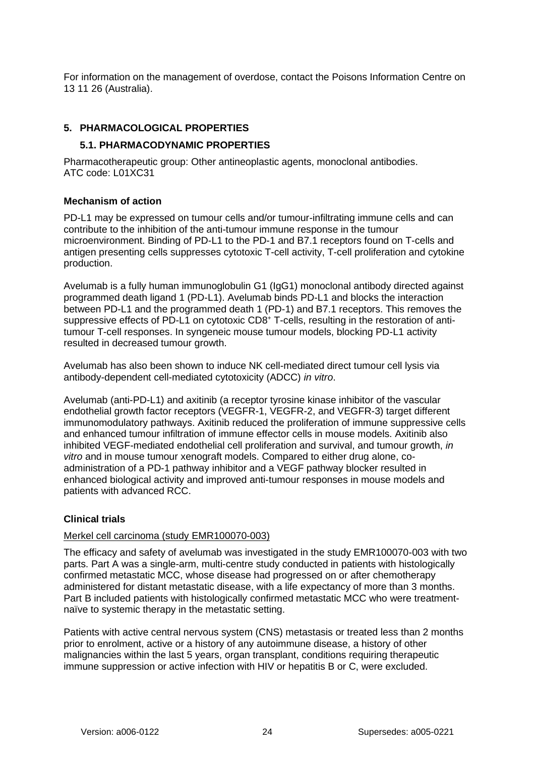For information on the management of overdose, contact the Poisons Information Centre on 13 11 26 (Australia).

## 5. PHARMACOLOGICAL PROPERTIES

### 5.1. PHARMACODYNAMIC PROPERTIES

Pharmacotherapeutic group: Other antineoplastic agents, monoclonal antibodies.
ATC code: L01XC31

**Mechanism of action**

PD-L1 may be expressed on tumour cells and/or tumour-infiltrating immune cells and can contribute to the inhibition of the anti-tumour immune response in the tumour microenvironment. Binding of PD-L1 to the PD-1 and B7.1 receptors found on T-cells and antigen presenting cells suppresses cytotoxic T-cell activity, T-cell proliferation and cytokine production.

Avelumab is a fully human immunoglobulin G1 (IgG1) monoclonal antibody directed against programmed death ligand 1 (PD-L1). Avelumab binds PD-L1 and blocks the interaction between PD-L1 and the programmed death 1 (PD-1) and B7.1 receptors. This removes the suppressive effects of PD-L1 on cytotoxic $CD8^+$ T-cells, resulting in the restoration of anti-tumour T-cell responses. In syngeneic mouse tumour models, blocking PD-L1 activity resulted in decreased tumour growth.

Avelumab has also been shown to induce NK cell-mediated direct tumour cell lysis via antibody-dependent cell-mediated cytotoxicity (ADCC) *in vitro*.

Avelumab (anti-PD-L1) and axitinib (a receptor tyrosine kinase inhibitor of the vascular endothelial growth factor receptors (VEGFR-1, VEGFR-2, and VEGFR-3) target different immunomodulatory pathways. Axitinib reduced the proliferation of immune suppressive cells and enhanced tumour infiltration of immune effector cells in mouse models. Axitinib also inhibited VEGF-mediated endothelial cell proliferation and survival, and tumour growth, *in vitro* and in mouse tumour xenograft models. Compared to either drug alone, co-administration of a PD-1 pathway inhibitor and a VEGF pathway blocker resulted in enhanced biological activity and improved anti-tumour responses in mouse models and patients with advanced RCC.

**Clinical trials**

Merkel cell carcinoma (study EMR100070-003)

The efficacy and safety of avelumab was investigated in the study EMR100070-003 with two parts. Part A was a single-arm, multi-centre study conducted in patients with histologically confirmed metastatic MCC, whose disease had progressed on or after chemotherapy administered for distant metastatic disease, with a life expectancy of more than 3 months. Part B included patients with histologically confirmed metastatic MCC who were treatment-naïve to systemic therapy in the metastatic setting.

Patients with active central nervous system (CNS) metastasis or treated less than 2 months prior to enrolment, active or a history of any autoimmune disease, a history of other malignancies within the last 5 years, organ transplant, conditions requiring therapeutic immune suppression or active infection with HIV or hepatitis B or C, were excluded.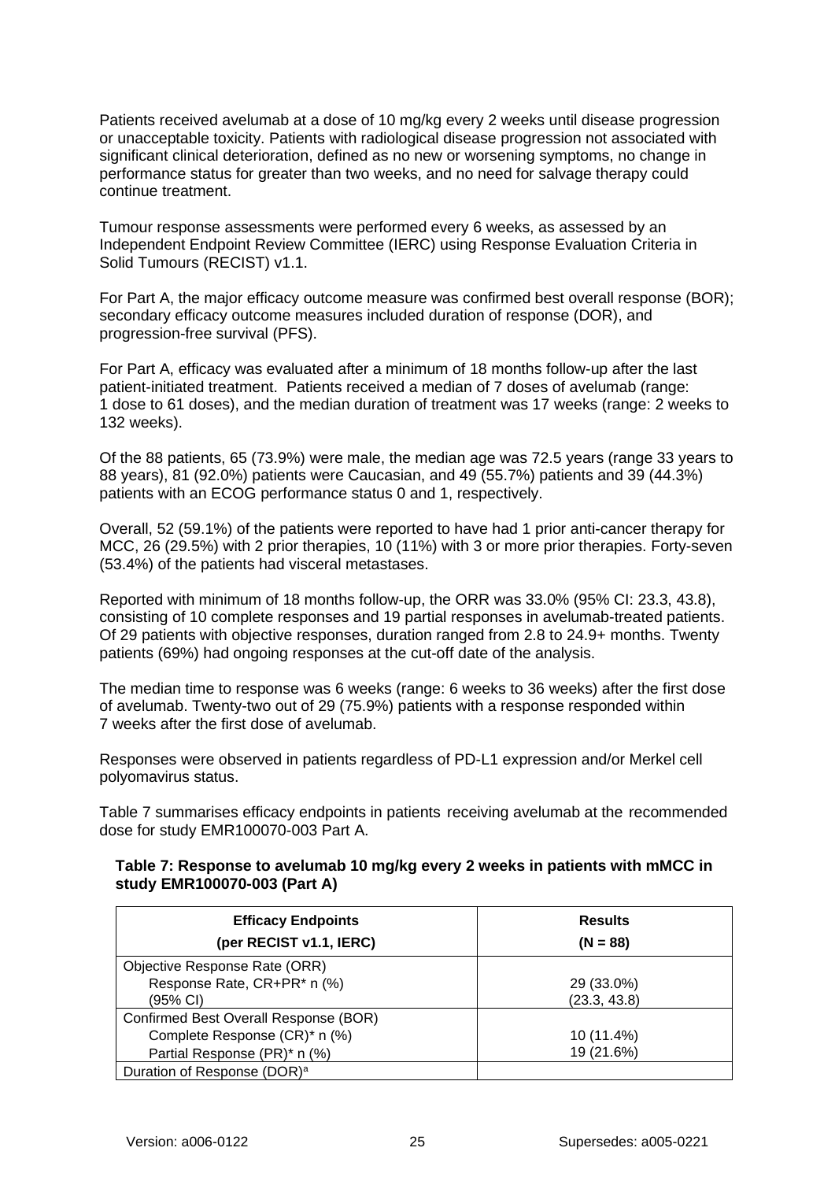Patients received avelumab at a dose of 10 mg/kg every 2 weeks until disease progression or unacceptable toxicity. Patients with radiological disease progression not associated with significant clinical deterioration, defined as no new or worsening symptoms, no change in performance status for greater than two weeks, and no need for salvage therapy could continue treatment.

Tumour response assessments were performed every 6 weeks, as assessed by an Independent Endpoint Review Committee (IERC) using Response Evaluation Criteria in Solid Tumours (RECIST) v1.1.

For Part A, the major efficacy outcome measure was confirmed best overall response (BOR); secondary efficacy outcome measures included duration of response (DOR), and progression-free survival (PFS).

For Part A, efficacy was evaluated after a minimum of 18 months follow-up after the last patient-initiated treatment. Patients received a median of 7 doses of avelumab (range: 1 dose to 61 doses), and the median duration of treatment was 17 weeks (range: 2 weeks to 132 weeks).

Of the 88 patients, 65 (73.9%) were male, the median age was 72.5 years (range 33 years to 88 years), 81 (92.0%) patients were Caucasian, and 49 (55.7%) patients and 39 (44.3%) patients with an ECOG performance status 0 and 1, respectively.

Overall, 52 (59.1%) of the patients were reported to have had 1 prior anti-cancer therapy for MCC, 26 (29.5%) with 2 prior therapies, 10 (11%) with 3 or more prior therapies. Forty-seven (53.4%) of the patients had visceral metastases.

Reported with minimum of 18 months follow-up, the ORR was 33.0% (95% CI: 23.3, 43.8), consisting of 10 complete responses and 19 partial responses in avelumab-treated patients. Of 29 patients with objective responses, duration ranged from 2.8 to 24.9+ months. Twenty patients (69%) had ongoing responses at the cut-off date of the analysis.

The median time to response was 6 weeks (range: 6 weeks to 36 weeks) after the first dose of avelumab. Twenty-two out of 29 (75.9%) patients with a response responded within 7 weeks after the first dose of avelumab.

Responses were observed in patients regardless of PD-L1 expression and/or Merkel cell polyomavirus status.

Table 7 summarises efficacy endpoints in patients receiving avelumab at the recommended dose for study EMR100070-003 Part A.

**Table 7: Response to avelumab 10 mg/kg every 2 weeks in patients with mMCC in study EMR100070-003 (Part A)**

| **Efficacy Endpoints (per RECIST v1.1, IERC)** | **Results (N = 88)** |
|---|---|
| Objective Response Rate (ORR) | |
| Response Rate, CR+PR* n (%) | 29 (33.0%) |
| (95% CI) | (23.3, 43.8) |
| Confirmed Best Overall Response (BOR) | |
| Complete Response (CR)* n (%) | 10 (11.4%) |
| Partial Response (PR)* n (%) | 19 (21.6%) |
| Duration of Response (DOR)[a] | |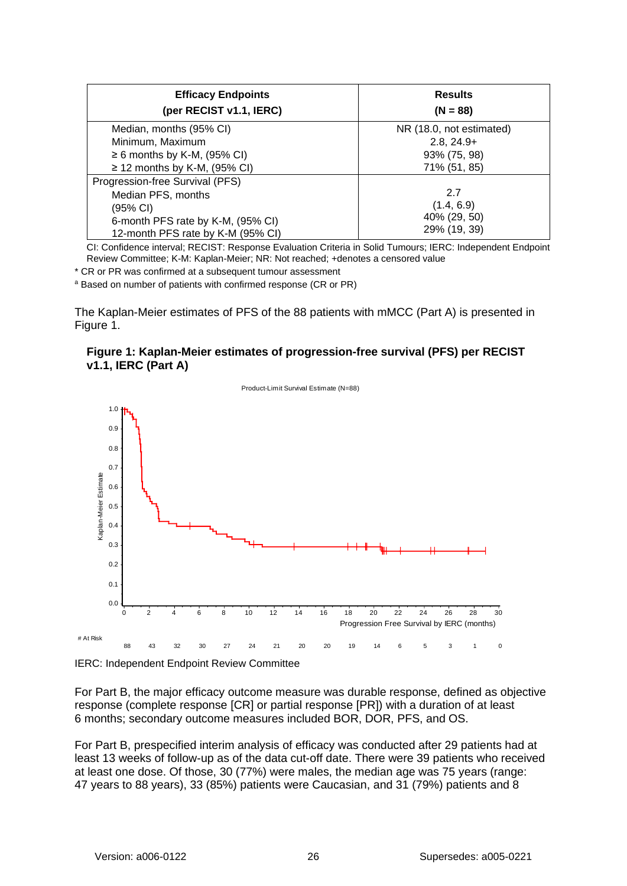| Efficacy Endpoints (per RECIST v1.1, IERC) | Results (N = 88) |
|---|---|
| Median, months (95% CI) | NR (18.0, not estimated) |
| Minimum, Maximum | 2.8, 24.9+ |
| ≥ 6 months by K-M, (95% CI) | 93% (75, 98) |
| ≥ 12 months by K-M, (95% CI) | 71% (51, 85) |
| Progression-free Survival (PFS) | |
| Median PFS, months | 2.7 |
| (95% CI) | (1.4, 6.9) |
| 6-month PFS rate by K-M, (95% CI) | 40% (29, 50) |
| 12-month PFS rate by K-M (95% CI) | 29% (19, 39) |

CI: Confidence interval; RECIST: Response Evaluation Criteria in Solid Tumours; IERC: Independent Endpoint Review Committee; K-M: Kaplan-Meier; NR: Not reached; +denotes a censored value

* CR or PR was confirmed at a subsequent tumour assessment

[a] Based on number of patients with confirmed response (CR or PR)

The Kaplan-Meier estimates of PFS of the 88 patients with mMCC (Part A) is presented in Figure 1.

**Figure 1: Kaplan-Meier estimates of progression-free survival (PFS) per RECIST v1.1, IERC (Part A)**

Product-Limit Survival Estimate (N=88)

| # At Risk | | | | | | | | | | | | | | | |
|---|---|---|---|---|---|---|---|---|---|---|---|---|---|---|---|
| Months | 0 | 2 | 4 | 6 | 8 | 10 | 12 | 14 | 16 | 18 | 20 | 22 | 24 | 26 | 28 | 30 |
| At Risk | 88 | 43 | 32 | 30 | 27 | 24 | 21 | 20 | 20 | 19 | 14 | 6 | 5 | 3 | 1 | 0 |

IERC: Independent Endpoint Review Committee

For Part B, the major efficacy outcome measure was durable response, defined as objective response (complete response [CR] or partial response [PR]) with a duration of at least 6 months; secondary outcome measures included BOR, DOR, PFS, and OS.

For Part B, prespecified interim analysis of efficacy was conducted after 29 patients had at least 13 weeks of follow-up as of the data cut-off date. There were 39 patients who received at least one dose. Of those, 30 (77%) were males, the median age was 75 years (range: 47 years to 88 years), 33 (85%) patients were Caucasian, and 31 (79%) patients and 8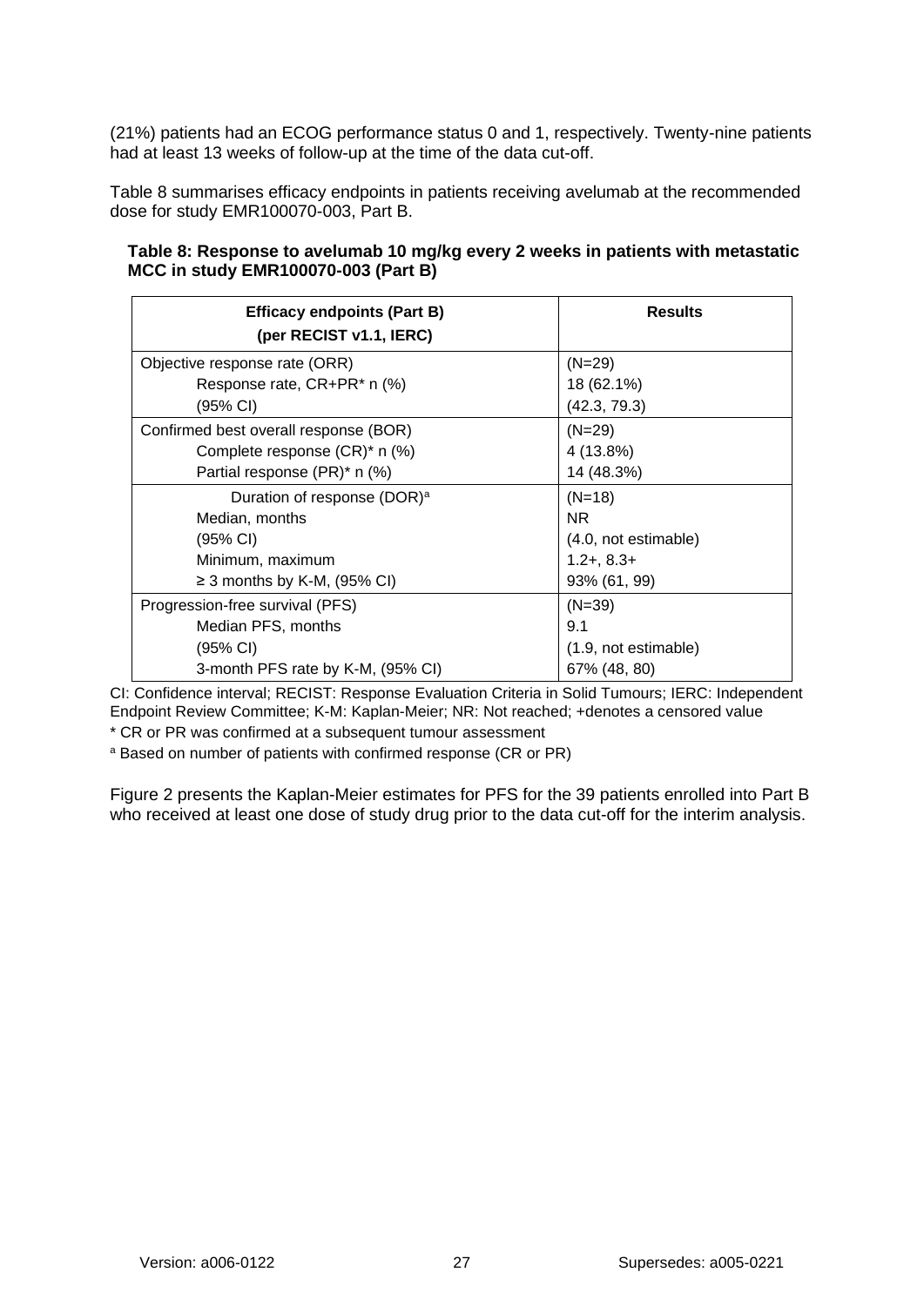(21%) patients had an ECOG performance status 0 and 1, respectively. Twenty-nine patients had at least 13 weeks of follow-up at the time of the data cut-off.

Table 8 summarises efficacy endpoints in patients receiving avelumab at the recommended dose for study EMR100070-003, Part B.

**Table 8: Response to avelumab 10 mg/kg every 2 weeks in patients with metastatic MCC in study EMR100070-003 (Part B)**

| **Efficacy endpoints (Part B) (per RECIST v1.1, IERC)** | **Results** |
|---|---|
| Objective response rate (ORR) | (N=29) |
| Response rate, CR+PR* n (%) | 18 (62.1%) |
| (95% CI) | (42.3, 79.3) |
| Confirmed best overall response (BOR) | (N=29) |
| Complete response (CR)* n (%) | 4 (13.8%) |
| Partial response (PR)* n (%) | 14 (48.3%) |
| Duration of response (DOR)[a] | (N=18) |
| Median, months | NR |
| (95% CI) | (4.0, not estimable) |
| Minimum, maximum | 1.2+, 8.3+ |
| ≥ 3 months by K-M, (95% CI) | 93% (61, 99) |
| Progression-free survival (PFS) | (N=39) |
| Median PFS, months | 9.1 |
| (95% CI) | (1.9, not estimable) |
| 3-month PFS rate by K-M, (95% CI) | 67% (48, 80) |

CI: Confidence interval; RECIST: Response Evaluation Criteria in Solid Tumours; IERC: Independent Endpoint Review Committee; K-M: Kaplan-Meier; NR: Not reached; +denotes a censored value

* CR or PR was confirmed at a subsequent tumour assessment

[a] Based on number of patients with confirmed response (CR or PR)

Figure 2 presents the Kaplan-Meier estimates for PFS for the 39 patients enrolled into Part B who received at least one dose of study drug prior to the data cut-off for the interim analysis.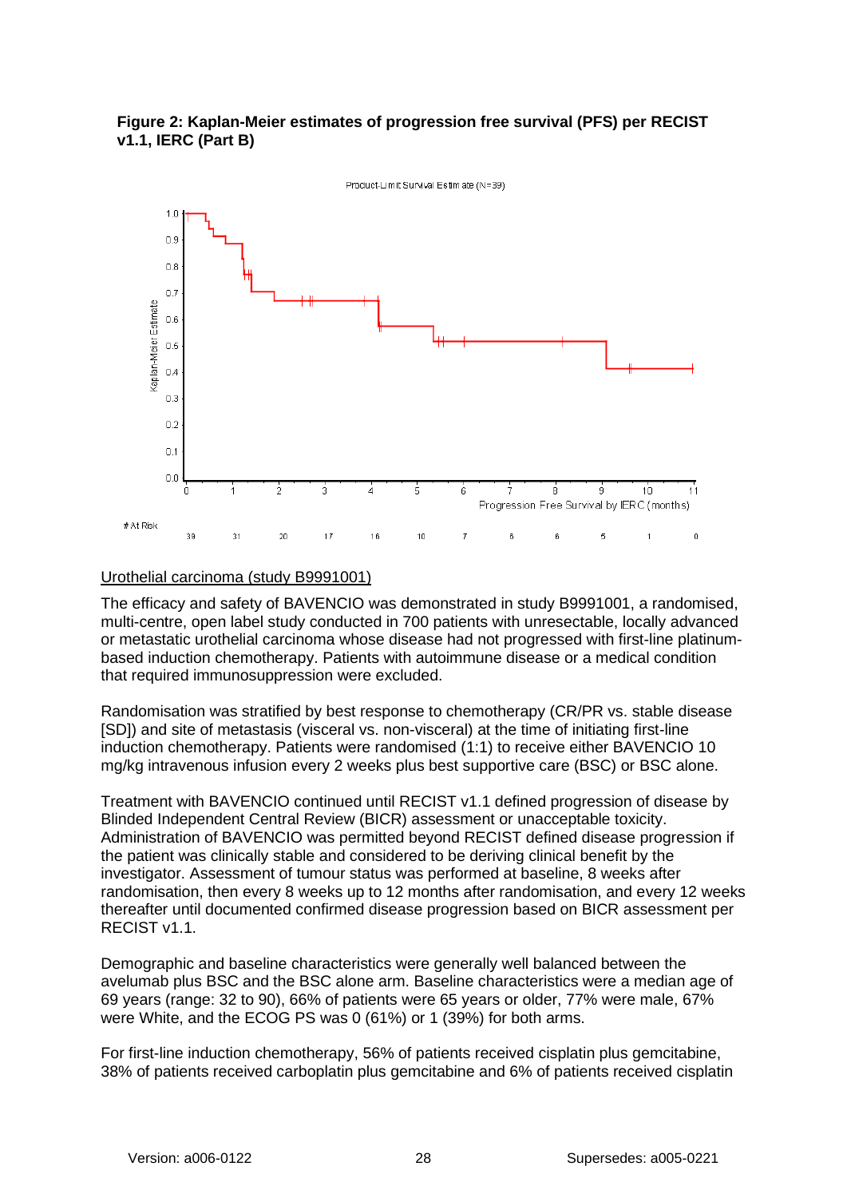**Figure 2: Kaplan-Meier estimates of progression free survival (PFS) per RECIST v1.1, IERC (Part B)**

Product-Limit Survival Estimate (N=39)

Kaplan-Meier Estimate

Progression Free Survival by IERC (months)

| # At Risk | 39 | 31 | 20 | 17 | 16 | 10 | 7 | 6 | 6 | 5 | 1 | 0 |
|---|---|---|---|---|---|---|---|---|---|---|---|---|

Urothelial carcinoma (study B9991001)

The efficacy and safety of BAVENCIO was demonstrated in study B9991001, a randomised, multi-centre, open label study conducted in 700 patients with unresectable, locally advanced or metastatic urothelial carcinoma whose disease had not progressed with first-line platinum-based induction chemotherapy. Patients with autoimmune disease or a medical condition that required immunosuppression were excluded.

Randomisation was stratified by best response to chemotherapy (CR/PR vs. stable disease [SD]) and site of metastasis (visceral vs. non-visceral) at the time of initiating first-line induction chemotherapy. Patients were randomised (1:1) to receive either BAVENCIO 10 mg/kg intravenous infusion every 2 weeks plus best supportive care (BSC) or BSC alone.

Treatment with BAVENCIO continued until RECIST v1.1 defined progression of disease by Blinded Independent Central Review (BICR) assessment or unacceptable toxicity. Administration of BAVENCIO was permitted beyond RECIST defined disease progression if the patient was clinically stable and considered to be deriving clinical benefit by the investigator. Assessment of tumour status was performed at baseline, 8 weeks after randomisation, then every 8 weeks up to 12 months after randomisation, and every 12 weeks thereafter until documented confirmed disease progression based on BICR assessment per RECIST v1.1.

Demographic and baseline characteristics were generally well balanced between the avelumab plus BSC and the BSC alone arm. Baseline characteristics were a median age of 69 years (range: 32 to 90), 66% of patients were 65 years or older, 77% were male, 67% were White, and the ECOG PS was 0 (61%) or 1 (39%) for both arms.

For first-line induction chemotherapy, 56% of patients received cisplatin plus gemcitabine, 38% of patients received carboplatin plus gemcitabine and 6% of patients received cisplatin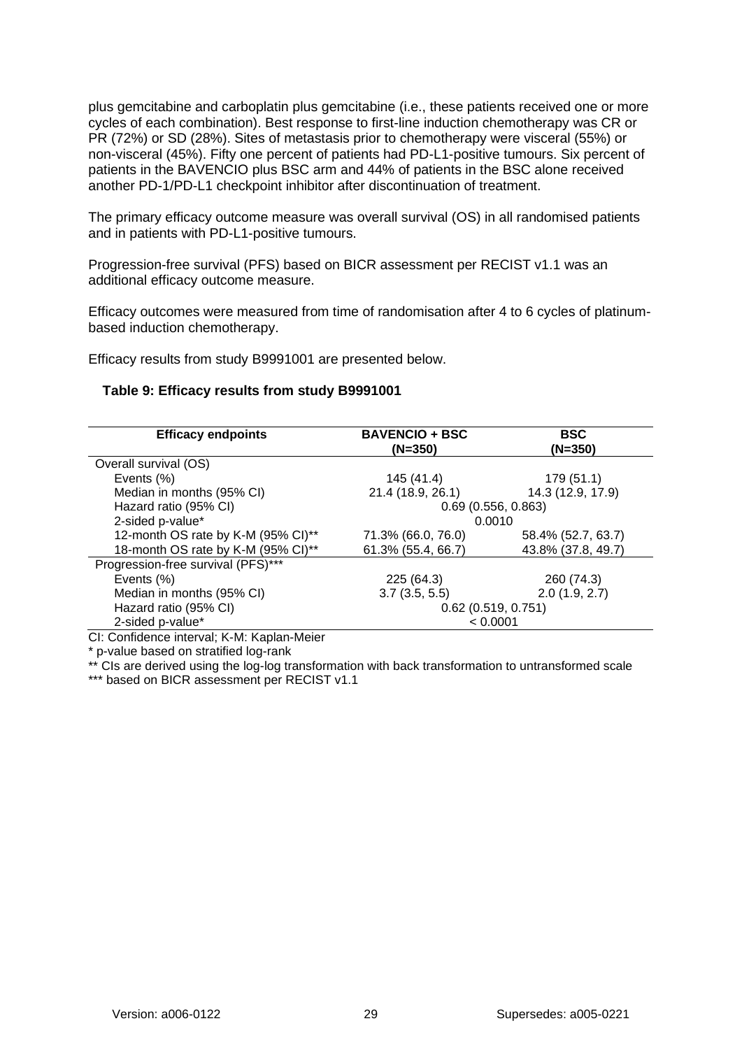plus gemcitabine and carboplatin plus gemcitabine (i.e., these patients received one or more cycles of each combination). Best response to first-line induction chemotherapy was CR or PR (72%) or SD (28%). Sites of metastasis prior to chemotherapy were visceral (55%) or non-visceral (45%). Fifty one percent of patients had PD-L1-positive tumours. Six percent of patients in the BAVENCIO plus BSC arm and 44% of patients in the BSC alone received another PD-1/PD-L1 checkpoint inhibitor after discontinuation of treatment.

The primary efficacy outcome measure was overall survival (OS) in all randomised patients and in patients with PD-L1-positive tumours.

Progression-free survival (PFS) based on BICR assessment per RECIST v1.1 was an additional efficacy outcome measure.

Efficacy outcomes were measured from time of randomisation after 4 to 6 cycles of platinum-based induction chemotherapy.

Efficacy results from study B9991001 are presented below.

**Table 9: Efficacy results from study B9991001**

| Efficacy endpoints | BAVENCIO + BSC (N=350) | BSC (N=350) |
|---|---|---|
| Overall survival (OS) | | |
| Events (%) | 145 (41.4) | 179 (51.1) |
| Median in months (95% CI) | 21.4 (18.9, 26.1) | 14.3 (12.9, 17.9) |
| Hazard ratio (95% CI) | 0.69 (0.556, 0.863) | |
| 2-sided p-value* | 0.0010 | |
| 12-month OS rate by K-M (95% CI)** | 71.3% (66.0, 76.0) | 58.4% (52.7, 63.7) |
| 18-month OS rate by K-M (95% CI)** | 61.3% (55.4, 66.7) | 43.8% (37.8, 49.7) |
| Progression-free survival (PFS)*** | | |
| Events (%) | 225 (64.3) | 260 (74.3) |
| Median in months (95% CI) | 3.7 (3.5, 5.5) | 2.0 (1.9, 2.7) |
| Hazard ratio (95% CI) | 0.62 (0.519, 0.751) | |
| 2-sided p-value* | < 0.0001 | |

CI: Confidence interval; K-M: Kaplan-Meier

* p-value based on stratified log-rank

** CIs are derived using the log-log transformation with back transformation to untransformed scale

*** based on BICR assessment per RECIST v1.1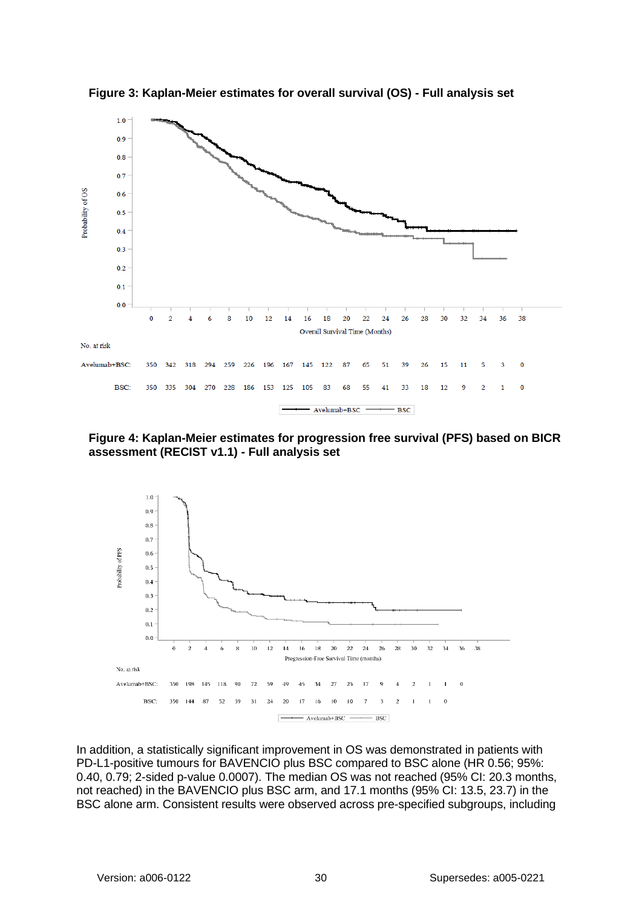**Figure 3: Kaplan-Meier estimates for overall survival (OS) - Full analysis set**

No. at risk

| | 0 | 2 | 4 | 6 | 8 | 10 | 12 | 14 | 16 | 18 | 20 | 22 | 24 | 26 | 28 | 30 | 32 | 34 | 36 | 38 |
|---|---|---|---|---|---|---|---|---|---|---|---|---|---|---|---|---|---|---|---|---|
| Avelumab+BSC: | 350 | 342 | 318 | 294 | 259 | 226 | 196 | 167 | 145 | 122 | 87 | 65 | 51 | 39 | 26 | 15 | 11 | 5 | 3 | 0 |
| BSC: | 350 | 335 | 304 | 270 | 228 | 186 | 153 | 125 | 105 | 83 | 68 | 55 | 41 | 33 | 18 | 12 | 9 | 2 | 1 | 0 |

**Figure 4: Kaplan-Meier estimates for progression free survival (PFS) based on BICR assessment (RECIST v1.1) - Full analysis set**

No. at risk

| | 0 | 2 | 4 | 6 | 8 | 10 | 12 | 14 | 16 | 18 | 20 | 22 | 24 | 26 | 28 | 30 | 32 | 34 | 36 |
|---|---|---|---|---|---|---|---|---|---|---|---|---|---|---|---|---|---|---|---|
| Avelumab+BSC: | 350 | 198 | 145 | 118 | 90 | 72 | 59 | 49 | 45 | 34 | 27 | 25 | 17 | 9 | 4 | 2 | 1 | 1 | 0 |
| BSC: | 350 | 144 | 87 | 52 | 39 | 31 | 24 | 20 | 17 | 16 | 10 | 10 | 7 | 3 | 2 | 1 | 1 | 0 | |

In addition, a statistically significant improvement in OS was demonstrated in patients with PD-L1-positive tumours for BAVENCIO plus BSC compared to BSC alone (HR 0.56; 95%: 0.40, 0.79; 2-sided p-value 0.0007). The median OS was not reached (95% CI: 20.3 months, not reached) in the BAVENCIO plus BSC arm, and 17.1 months (95% CI: 13.5, 23.7) in the BSC alone arm. Consistent results were observed across pre-specified subgroups, including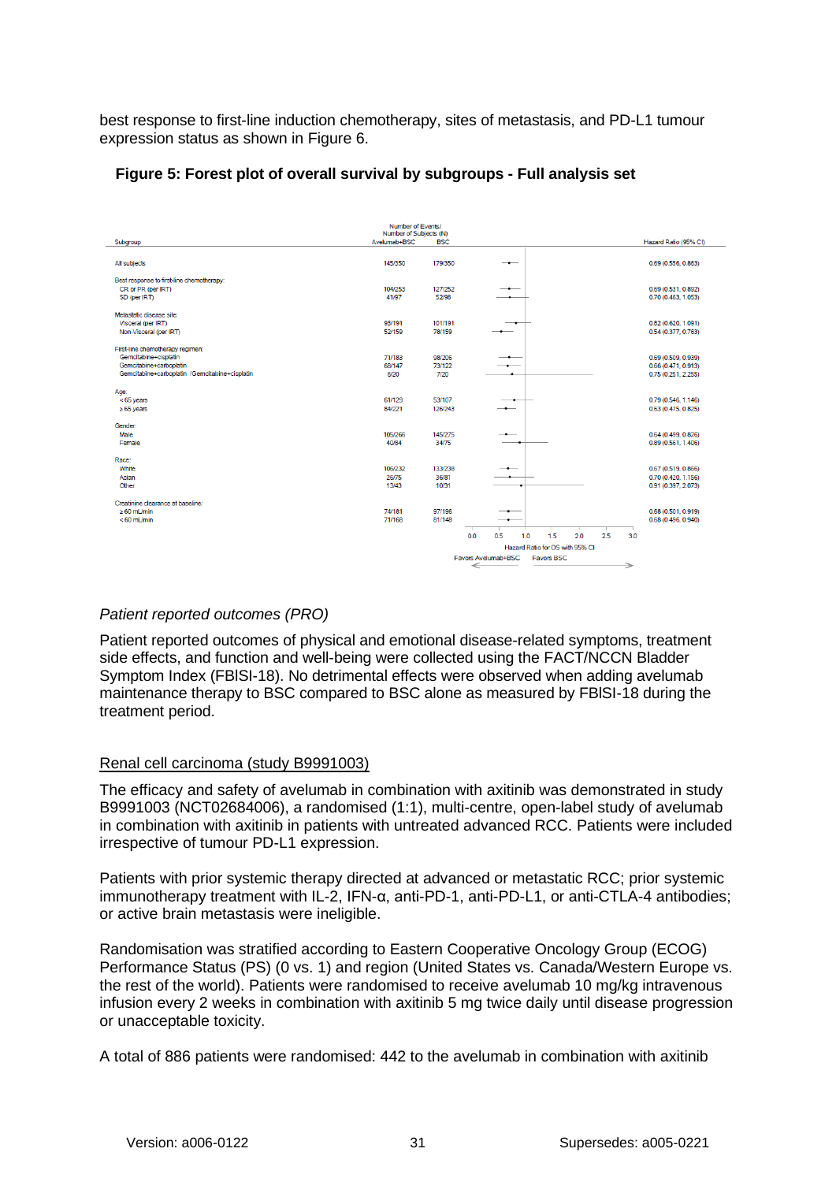best response to first-line induction chemotherapy, sites of metastasis, and PD-L1 tumour expression status as shown in Figure 6.

**Figure 5: Forest plot of overall survival by subgroups - Full analysis set**

| Subgroup | Number of Events/ Number of Subjects (N) Avelumab+BSC | BSC | Hazard Ratio (95% CI) |
|---|---|---|---|
| All subjects | 145/350 | 179/350 | 0.69 (0.556, 0.863) |
| Best response to first-line chemotherapy: | | | |
| CR or PR (per IRT) | 104/253 | 127/252 | 0.69 (0.531, 0.892) |
| SD (per IRT) | 41/97 | 52/98 | 0.70 (0.463, 1.053) |
| Metastatic disease site: | | | |
| Visceral (per IRT) | 93/191 | 101/191 | 0.82 (0.620, 1.091) |
| Non-Visceral (per IRT) | 52/159 | 78/159 | 0.54 (0.377, 0.763) |
| First-line chemotherapy regimen: | | | |
| Gemcitabine+cisplatin | 71/183 | 98/206 | 0.69 (0.509, 0.939) |
| Gemcitabine+carboplatin | 68/147 | 73/122 | 0.66 (0.471, 0.913) |
| Gemcitabine+carboplatin / Gemcitabine+cisplatin | 6/20 | 7/20 | 0.75 (0.251, 2.255) |
| Age: | | | |
| < 65 years | 61/129 | 53/107 | 0.79 (0.546, 1.146) |
| ≥ 65 years | 84/221 | 126/243 | 0.63 (0.475, 0.825) |
| Gender: | | | |
| Male | 105/266 | 145/275 | 0.64 (0.499, 0.826) |
| Female | 40/84 | 34/75 | 0.89 (0.561, 1.406) |
| Race: | | | |
| White | 106/232 | 133/238 | 0.67 (0.519, 0.866) |
| Asian | 26/75 | 36/81 | 0.70 (0.420, 1.156) |
| Other | 13/43 | 10/31 | 0.91 (0.397, 2.073) |
| Creatinine clearance at baseline: | | | |
| ≥ 60 mL/min | 74/181 | 97/196 | 0.68 (0.501, 0.919) |
| < 60 mL/min | 71/168 | 81/148 | 0.68 (0.496, 0.940) |

Hazard Ratio for OS with 95% CI (axis 0.0–3.0); ← Favors Avelumab+BSC | Favors BSC →

*Patient reported outcomes (PRO)*

Patient reported outcomes of physical and emotional disease-related symptoms, treatment side effects, and function and well-being were collected using the FACT/NCCN Bladder Symptom Index (FBlSI-18). No detrimental effects were observed when adding avelumab maintenance therapy to BSC compared to BSC alone as measured by FBlSI-18 during the treatment period.

<u>Renal cell carcinoma (study B9991003)</u>

The efficacy and safety of avelumab in combination with axitinib was demonstrated in study B9991003 (NCT02684006), a randomised (1:1), multi-centre, open-label study of avelumab in combination with axitinib in patients with untreated advanced RCC. Patients were included irrespective of tumour PD-L1 expression.

Patients with prior systemic therapy directed at advanced or metastatic RCC; prior systemic immunotherapy treatment with IL-2, IFN-α, anti-PD-1, anti-PD-L1, or anti-CTLA-4 antibodies; or active brain metastasis were ineligible.

Randomisation was stratified according to Eastern Cooperative Oncology Group (ECOG) Performance Status (PS) (0 vs. 1) and region (United States vs. Canada/Western Europe vs. the rest of the world). Patients were randomised to receive avelumab 10 mg/kg intravenous infusion every 2 weeks in combination with axitinib 5 mg twice daily until disease progression or unacceptable toxicity.

A total of 886 patients were randomised: 442 to the avelumab in combination with axitinib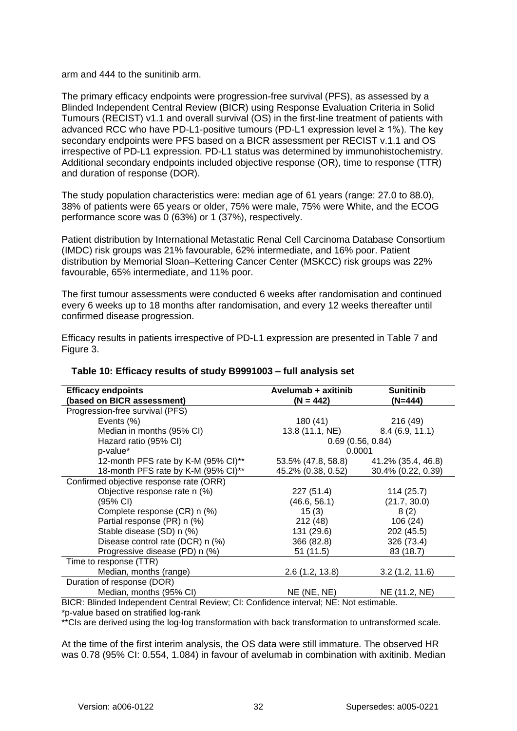arm and 444 to the sunitinib arm.

The primary efficacy endpoints were progression-free survival (PFS), as assessed by a Blinded Independent Central Review (BICR) using Response Evaluation Criteria in Solid Tumours (RECIST) v1.1 and overall survival (OS) in the first-line treatment of patients with advanced RCC who have PD-L1-positive tumours (PD-L1 expression level ≥ 1%). The key secondary endpoints were PFS based on a BICR assessment per RECIST v.1.1 and OS irrespective of PD-L1 expression. PD-L1 status was determined by immunohistochemistry. Additional secondary endpoints included objective response (OR), time to response (TTR) and duration of response (DOR).

The study population characteristics were: median age of 61 years (range: 27.0 to 88.0), 38% of patients were 65 years or older, 75% were male, 75% were White, and the ECOG performance score was 0 (63%) or 1 (37%), respectively.

Patient distribution by International Metastatic Renal Cell Carcinoma Database Consortium (IMDC) risk groups was 21% favourable, 62% intermediate, and 16% poor. Patient distribution by Memorial Sloan–Kettering Cancer Center (MSKCC) risk groups was 22% favourable, 65% intermediate, and 11% poor.

The first tumour assessments were conducted 6 weeks after randomisation and continued every 6 weeks up to 18 months after randomisation, and every 12 weeks thereafter until confirmed disease progression.

Efficacy results in patients irrespective of PD-L1 expression are presented in Table 7 and Figure 3.

**Table 10: Efficacy results of study B9991003 – full analysis set**

| Efficacy endpoints (based on BICR assessment) | Avelumab + axitinib (N = 442) | Sunitinib (N=444) |
|---|---|---|
| Progression-free survival (PFS) | | |
| Events (%) | 180 (41) | 216 (49) |
| Median in months (95% CI) | 13.8 (11.1, NE) | 8.4 (6.9, 11.1) |
| Hazard ratio (95% CI) | 0.69 (0.56, 0.84) | |
| p-value* | 0.0001 | |
| 12-month PFS rate by K-M (95% CI)** | 53.5% (47.8, 58.8) | 41.2% (35.4, 46.8) |
| 18-month PFS rate by K-M (95% CI)** | 45.2% (0.38, 0.52) | 30.4% (0.22, 0.39) |
| Confirmed objective response rate (ORR) | | |
| Objective response rate n (%) | 227 (51.4) | 114 (25.7) |
| (95% CI) | (46.6, 56.1) | (21.7, 30.0) |
| Complete response (CR) n (%) | 15 (3) | 8 (2) |
| Partial response (PR) n (%) | 212 (48) | 106 (24) |
| Stable disease (SD) n (%) | 131 (29.6) | 202 (45.5) |
| Disease control rate (DCR) n (%) | 366 (82.8) | 326 (73.4) |
| Progressive disease (PD) n (%) | 51 (11.5) | 83 (18.7) |
| Time to response (TTR) | | |
| Median, months (range) | 2.6 (1.2, 13.8) | 3.2 (1.2, 11.6) |
| Duration of response (DOR) | | |
| Median, months (95% CI) | NE (NE, NE) | NE (11.2, NE) |

BICR: Blinded Independent Central Review; CI: Confidence interval; NE: Not estimable.
*p-value based on stratified log-rank
**CIs are derived using the log-log transformation with back transformation to untransformed scale.

At the time of the first interim analysis, the OS data were still immature. The observed HR was 0.78 (95% CI: 0.554, 1.084) in favour of avelumab in combination with axitinib. Median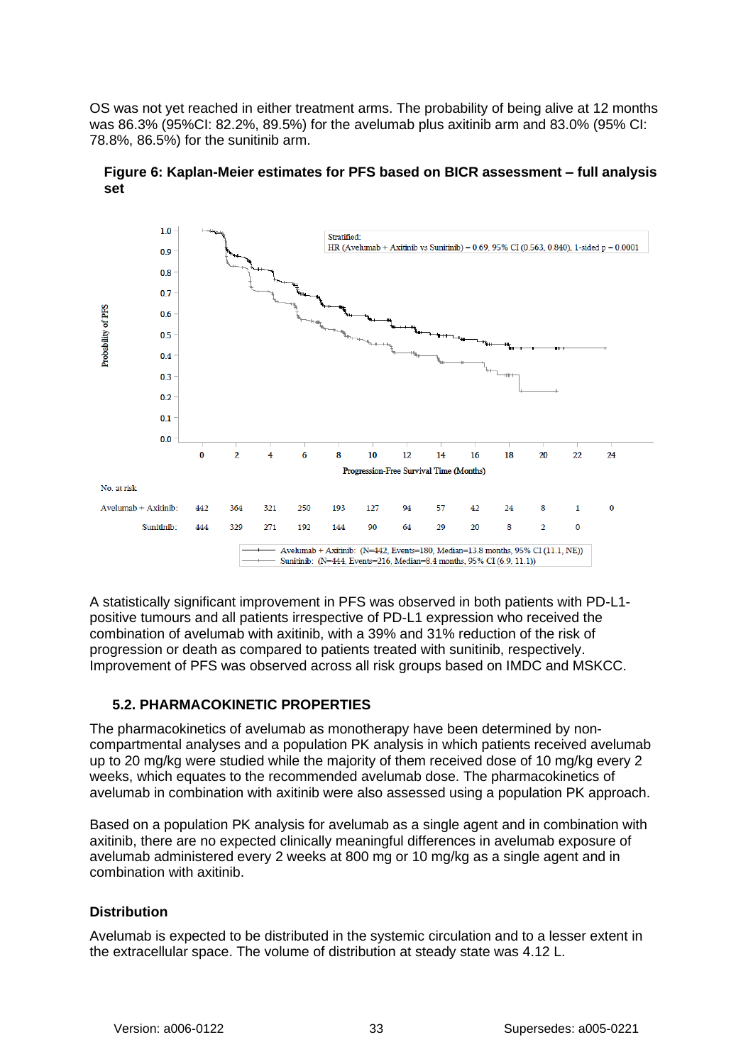OS was not yet reached in either treatment arms. The probability of being alive at 12 months was 86.3% (95%CI: 82.2%, 89.5%) for the avelumab plus axitinib arm and 83.0% (95% CI: 78.8%, 86.5%) for the sunitinib arm.

**Figure 6: Kaplan-Meier estimates for PFS based on BICR assessment – full analysis set**

Stratified:
HR (Avelumab + Axitinib vs Sunitinib) = 0.69, 95% CI (0.563, 0.840), 1-sided p = 0.0001

No. at risk

| Progression-Free Survival Time (Months) | 0 | 2 | 4 | 6 | 8 | 10 | 12 | 14 | 16 | 18 | 20 | 22 | 24 |
|---|---|---|---|---|---|---|---|---|---|---|---|---|---|
| Avelumab + Axitinib: | 442 | 364 | 321 | 250 | 193 | 127 | 94 | 57 | 42 | 24 | 8 | 1 | 0 |
| Sunitinib: | 444 | 329 | 271 | 192 | 144 | 90 | 64 | 29 | 20 | 8 | 2 | 0 | |

Avelumab + Axitinib: (N=442, Events=180, Median=13.8 months, 95% CI (11.1, NE))
Sunitinib: (N=444, Events=216, Median=8.4 months, 95% CI (6.9, 11.1))

A statistically significant improvement in PFS was observed in both patients with PD-L1-positive tumours and all patients irrespective of PD-L1 expression who received the combination of avelumab with axitinib, with a 39% and 31% reduction of the risk of progression or death as compared to patients treated with sunitinib, respectively. Improvement of PFS was observed across all risk groups based on IMDC and MSKCC.

## 5.2. PHARMACOKINETIC PROPERTIES

The pharmacokinetics of avelumab as monotherapy have been determined by non-compartmental analyses and a population PK analysis in which patients received avelumab up to 20 mg/kg were studied while the majority of them received dose of 10 mg/kg every 2 weeks, which equates to the recommended avelumab dose. The pharmacokinetics of avelumab in combination with axitinib were also assessed using a population PK approach.

Based on a population PK analysis for avelumab as a single agent and in combination with axitinib, there are no expected clinically meaningful differences in avelumab exposure of avelumab administered every 2 weeks at 800 mg or 10 mg/kg as a single agent and in combination with axitinib.

### Distribution

Avelumab is expected to be distributed in the systemic circulation and to a lesser extent in the extracellular space. The volume of distribution at steady state was 4.12 L.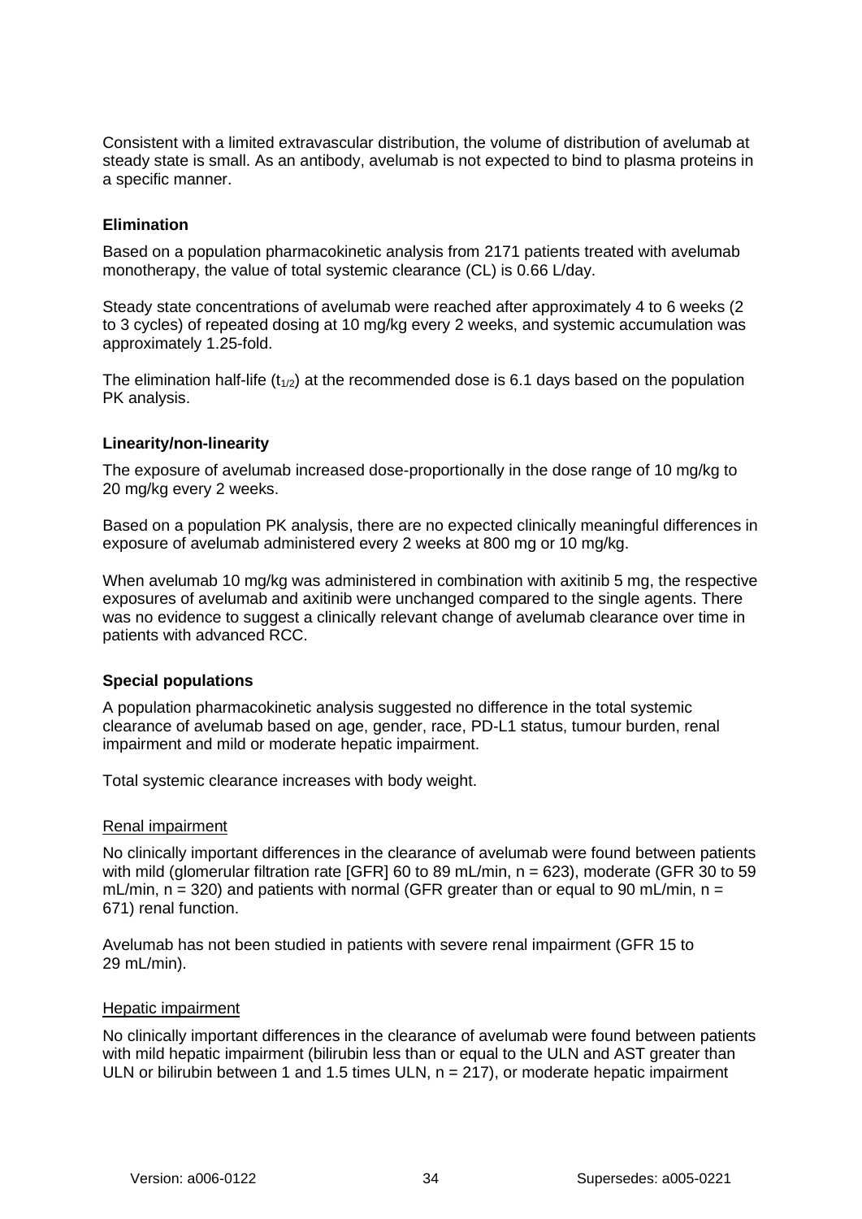Consistent with a limited extravascular distribution, the volume of distribution of avelumab at steady state is small. As an antibody, avelumab is not expected to bind to plasma proteins in a specific manner.

**Elimination**

Based on a population pharmacokinetic analysis from 2171 patients treated with avelumab monotherapy, the value of total systemic clearance (CL) is 0.66 L/day.

Steady state concentrations of avelumab were reached after approximately 4 to 6 weeks (2 to 3 cycles) of repeated dosing at 10 mg/kg every 2 weeks, and systemic accumulation was approximately 1.25-fold.

The elimination half-life ($t_{1/2}$) at the recommended dose is 6.1 days based on the population PK analysis.

**Linearity/non-linearity**

The exposure of avelumab increased dose-proportionally in the dose range of 10 mg/kg to 20 mg/kg every 2 weeks.

Based on a population PK analysis, there are no expected clinically meaningful differences in exposure of avelumab administered every 2 weeks at 800 mg or 10 mg/kg.

When avelumab 10 mg/kg was administered in combination with axitinib 5 mg, the respective exposures of avelumab and axitinib were unchanged compared to the single agents. There was no evidence to suggest a clinically relevant change of avelumab clearance over time in patients with advanced RCC.

**Special populations**

A population pharmacokinetic analysis suggested no difference in the total systemic clearance of avelumab based on age, gender, race, PD-L1 status, tumour burden, renal impairment and mild or moderate hepatic impairment.

Total systemic clearance increases with body weight.

Renal impairment

No clinically important differences in the clearance of avelumab were found between patients with mild (glomerular filtration rate [GFR] 60 to 89 mL/min, n = 623), moderate (GFR 30 to 59 mL/min, n = 320) and patients with normal (GFR greater than or equal to 90 mL/min, n = 671) renal function.

Avelumab has not been studied in patients with severe renal impairment (GFR 15 to 29 mL/min).

Hepatic impairment

No clinically important differences in the clearance of avelumab were found between patients with mild hepatic impairment (bilirubin less than or equal to the ULN and AST greater than ULN or bilirubin between 1 and 1.5 times ULN, n = 217), or moderate hepatic impairment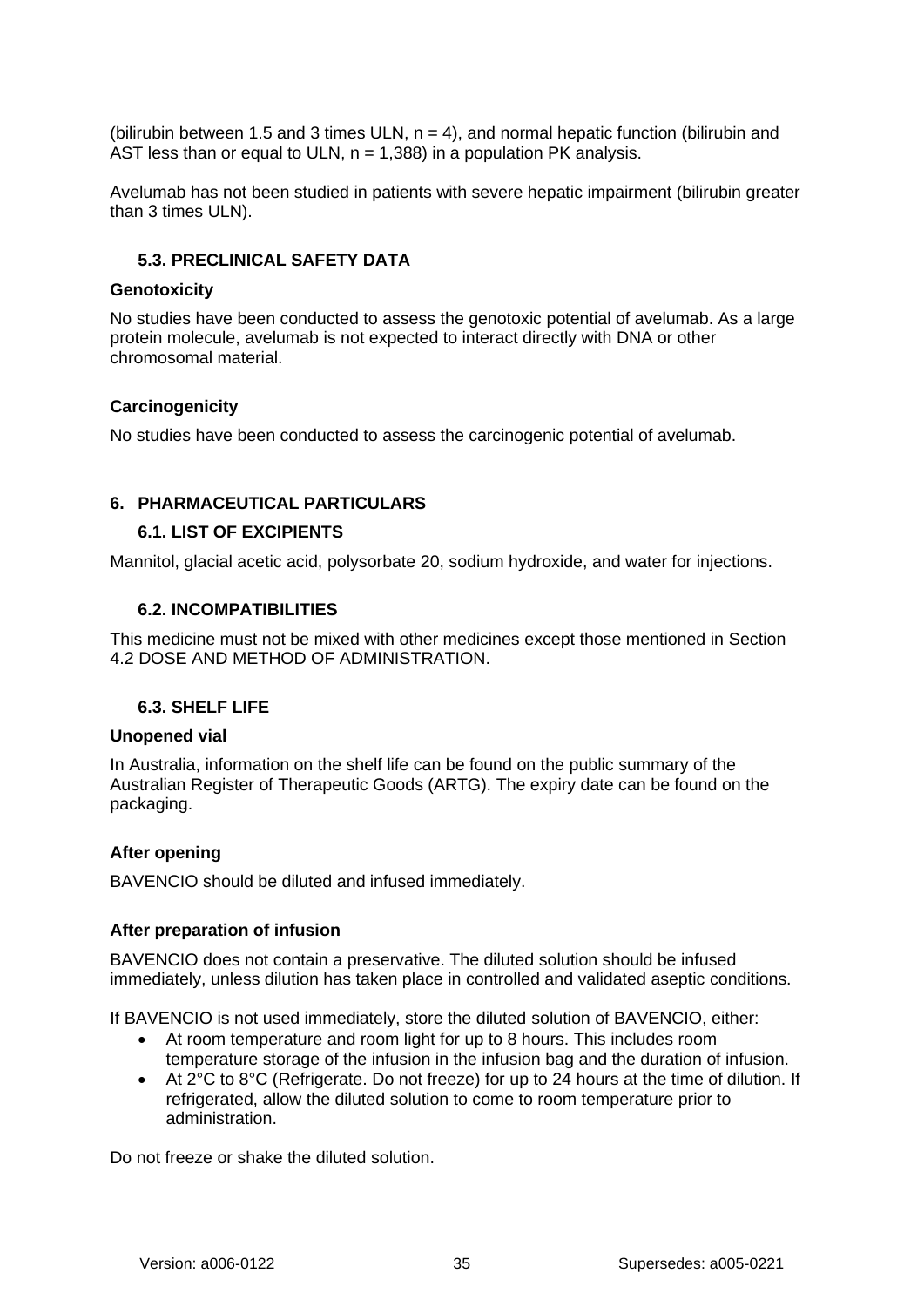(bilirubin between 1.5 and 3 times ULN, n = 4), and normal hepatic function (bilirubin and AST less than or equal to ULN, n = 1,388) in a population PK analysis.

Avelumab has not been studied in patients with severe hepatic impairment (bilirubin greater than 3 times ULN).

### 5.3. PRECLINICAL SAFETY DATA

**Genotoxicity**

No studies have been conducted to assess the genotoxic potential of avelumab. As a large protein molecule, avelumab is not expected to interact directly with DNA or other chromosomal material.

**Carcinogenicity**

No studies have been conducted to assess the carcinogenic potential of avelumab.

## 6. PHARMACEUTICAL PARTICULARS

### 6.1. LIST OF EXCIPIENTS

Mannitol, glacial acetic acid, polysorbate 20, sodium hydroxide, and water for injections.

### 6.2. INCOMPATIBILITIES

This medicine must not be mixed with other medicines except those mentioned in Section 4.2 DOSE AND METHOD OF ADMINISTRATION.

### 6.3. SHELF LIFE

**Unopened vial**

In Australia, information on the shelf life can be found on the public summary of the Australian Register of Therapeutic Goods (ARTG). The expiry date can be found on the packaging.

**After opening**

BAVENCIO should be diluted and infused immediately.

**After preparation of infusion**

BAVENCIO does not contain a preservative. The diluted solution should be infused immediately, unless dilution has taken place in controlled and validated aseptic conditions.

If BAVENCIO is not used immediately, store the diluted solution of BAVENCIO, either:

- At room temperature and room light for up to 8 hours. This includes room temperature storage of the infusion in the infusion bag and the duration of infusion.
- At 2°C to 8°C (Refrigerate. Do not freeze) for up to 24 hours at the time of dilution. If refrigerated, allow the diluted solution to come to room temperature prior to administration.

Do not freeze or shake the diluted solution.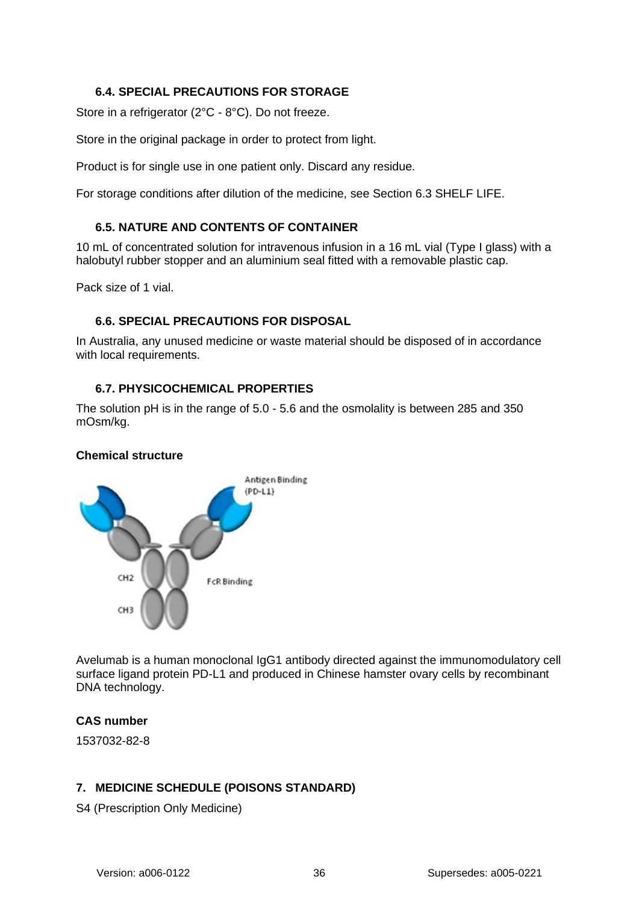### 6.4. SPECIAL PRECAUTIONS FOR STORAGE

Store in a refrigerator (2°C - 8°C). Do not freeze.

Store in the original package in order to protect from light.

Product is for single use in one patient only. Discard any residue.

For storage conditions after dilution of the medicine, see Section 6.3 SHELF LIFE.

### 6.5. NATURE AND CONTENTS OF CONTAINER

10 mL of concentrated solution for intravenous infusion in a 16 mL vial (Type I glass) with a halobutyl rubber stopper and an aluminium seal fitted with a removable plastic cap.

Pack size of 1 vial.

### 6.6. SPECIAL PRECAUTIONS FOR DISPOSAL

In Australia, any unused medicine or waste material should be disposed of in accordance with local requirements.

### 6.7. PHYSICOCHEMICAL PROPERTIES

The solution pH is in the range of 5.0 - 5.6 and the osmolality is between 285 and 350 mOsm/kg.

**Chemical structure**

Antigen Binding (PD-L1)

CH2

CH3

FcR Binding

Avelumab is a human monoclonal IgG1 antibody directed against the immunomodulatory cell surface ligand protein PD-L1 and produced in Chinese hamster ovary cells by recombinant DNA technology.

**CAS number**

1537032-82-8

## 7. MEDICINE SCHEDULE (POISONS STANDARD)

S4 (Prescription Only Medicine)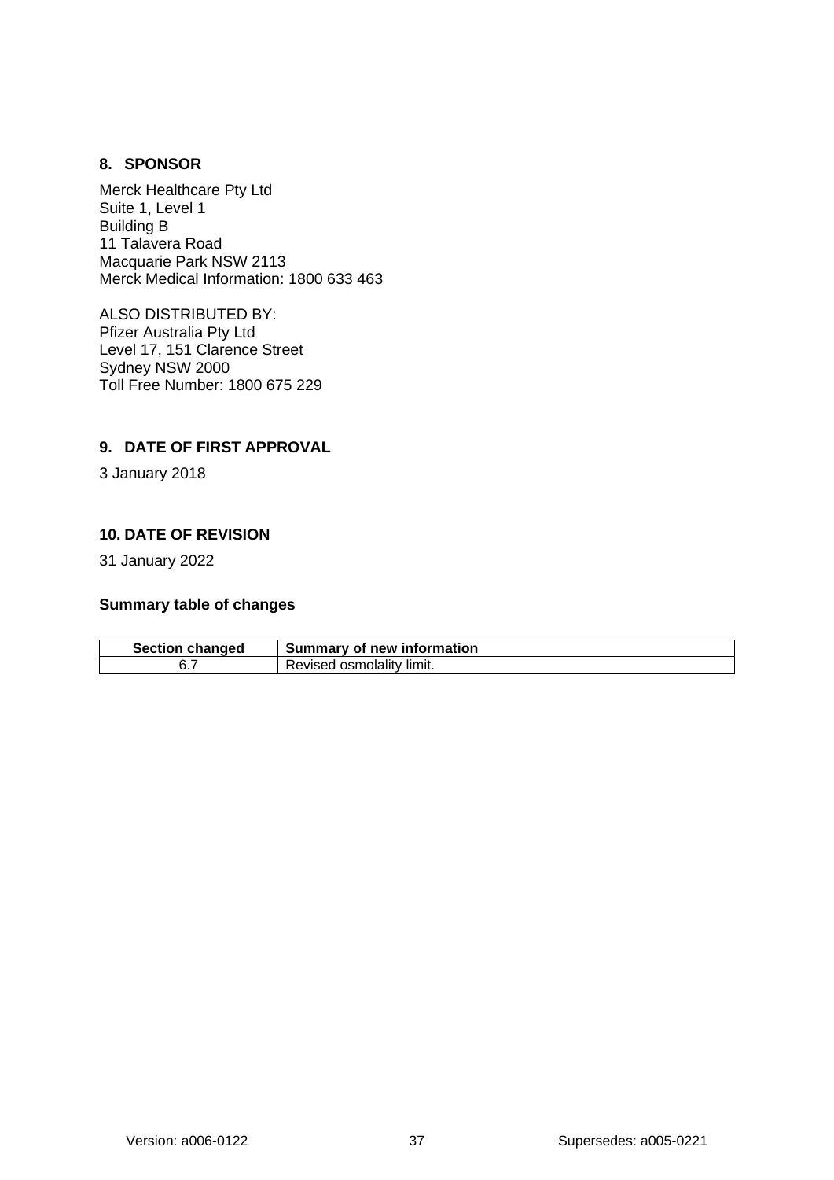## 8. SPONSOR

Merck Healthcare Pty Ltd
Suite 1, Level 1
Building B
11 Talavera Road
Macquarie Park NSW 2113
Merck Medical Information: 1800 633 463

ALSO DISTRIBUTED BY:
Pfizer Australia Pty Ltd
Level 17, 151 Clarence Street
Sydney NSW 2000
Toll Free Number: 1800 675 229

## 9. DATE OF FIRST APPROVAL

3 January 2018

## 10. DATE OF REVISION

31 January 2022

### Summary table of changes

| Section changed | Summary of new information |
| --- | --- |
| 6.7 | Revised osmolality limit. |